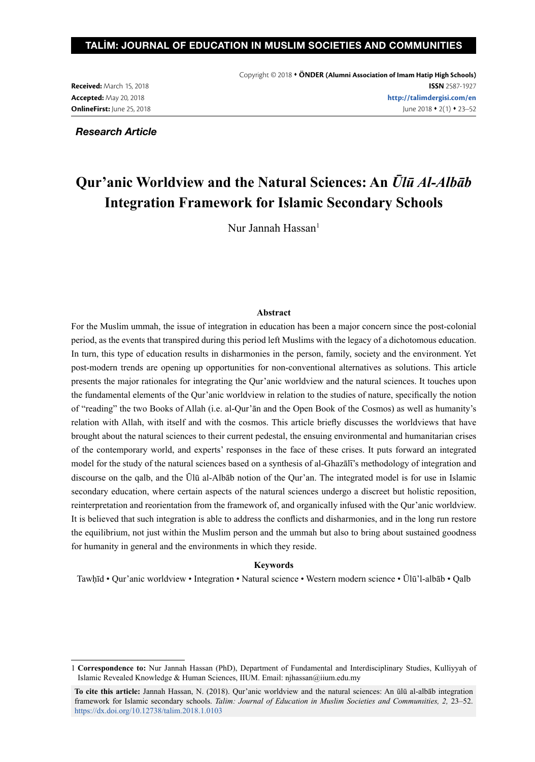**Received:** March 15, 2018
**Accepted:** May 20, 2018
**OnlineFirst:** June 25, 2018

Copyright © 2018 • **ÖNDER (Alumni Association of Imam Hatip High Schools)**
**ISSN** 2587-1927
**http://talimdergisi.com/en**

***Research Article***

# Qur'anic Worldview and the Natural Sciences: An *Ūlū Al-Albāb* Integration Framework for Islamic Secondary Schools

Nur Jannah Hassan[1]

## Abstract

For the Muslim ummah, the issue of integration in education has been a major concern since the post-colonial period, as the events that transpired during this period left Muslims with the legacy of a dichotomous education. In turn, this type of education results in disharmonies in the person, family, society and the environment. Yet post-modern trends are opening up opportunities for non-conventional alternatives as solutions. This article presents the major rationales for integrating the Qur'anic worldview and the natural sciences. It touches upon the fundamental elements of the Qur'anic worldview in relation to the studies of nature, specifically the notion of "reading" the two Books of Allah (i.e. al-Qur'ān and the Open Book of the Cosmos) as well as humanity's relation with Allah, with itself and with the cosmos. This article briefly discusses the worldviews that have brought about the natural sciences to their current pedestal, the ensuing environmental and humanitarian crises of the contemporary world, and experts' responses in the face of these crises. It puts forward an integrated model for the study of the natural sciences based on a synthesis of al-Ghazālī's methodology of integration and discourse on the qalb, and the Ūlū al-Albāb notion of the Qur'an. The integrated model is for use in Islamic secondary education, where certain aspects of the natural sciences undergo a discreet but holistic reposition, reinterpretation and reorientation from the framework of, and organically infused with the Qur'anic worldview. It is believed that such integration is able to address the conflicts and disharmonies, and in the long run restore the equilibrium, not just within the Muslim person and the ummah but also to bring about sustained goodness for humanity in general and the environments in which they reside.

### Keywords

Tawḥīd • Qur'anic worldview • Integration • Natural science • Western modern science • Ūlū'l-albāb • Qalb

---

1 **Correspondence to:** Nur Jannah Hassan (PhD), Department of Fundamental and Interdisciplinary Studies, Kulliyyah of Islamic Revealed Knowledge & Human Sciences, IIUM. Email: njhassan@iium.edu.my

**To cite this article:** Jannah Hassan, N. (2018). Qur'anic worldview and the natural sciences: An ūlū al-albāb integration framework for Islamic secondary schools. *Talim: Journal of Education in Muslim Societies and Communuities, 2,* 23–52. https://dx.doi.org/10.12738/talim.2018.1.0103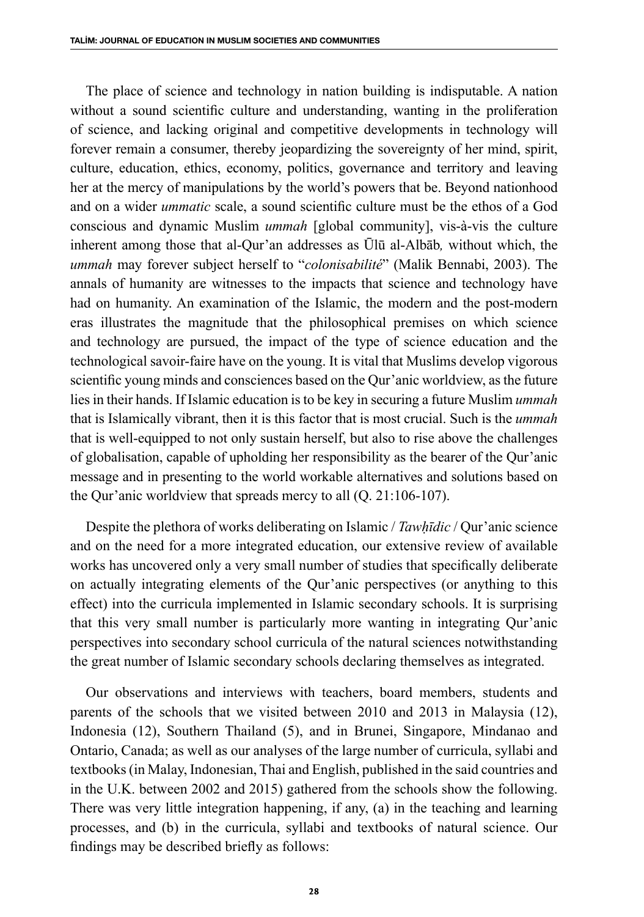The place of science and technology in nation building is indisputable. A nation without a sound scientific culture and understanding, wanting in the proliferation of science, and lacking original and competitive developments in technology will forever remain a consumer, thereby jeopardizing the sovereignty of her mind, spirit, culture, education, ethics, economy, politics, governance and territory and leaving her at the mercy of manipulations by the world's powers that be. Beyond nationhood and on a wider *ummatic* scale, a sound scientific culture must be the ethos of a God conscious and dynamic Muslim *ummah* [global community], vis-à-vis the culture inherent among those that al-Qur'an addresses as Ūlū al-Albāb*,* without which, the *ummah* may forever subject herself to "*colonisabilité*" (Malik Bennabi, 2003). The annals of humanity are witnesses to the impacts that science and technology have had on humanity. An examination of the Islamic, the modern and the post-modern eras illustrates the magnitude that the philosophical premises on which science and technology are pursued, the impact of the type of science education and the technological savoir-faire have on the young. It is vital that Muslims develop vigorous scientific young minds and consciences based on the Qur'anic worldview, as the future lies in their hands. If Islamic education is to be key in securing a future Muslim *ummah* that is Islamically vibrant, then it is this factor that is most crucial. Such is the *ummah* that is well-equipped to not only sustain herself, but also to rise above the challenges of globalisation, capable of upholding her responsibility as the bearer of the Qur'anic message and in presenting to the world workable alternatives and solutions based on the Qur'anic worldview that spreads mercy to all (Q. 21:106-107).

Despite the plethora of works deliberating on Islamic / *Tawḥīdic* / Qur'anic science and on the need for a more integrated education, our extensive review of available works has uncovered only a very small number of studies that specifically deliberate on actually integrating elements of the Qur'anic perspectives (or anything to this effect) into the curricula implemented in Islamic secondary schools. It is surprising that this very small number is particularly more wanting in integrating Qur'anic perspectives into secondary school curricula of the natural sciences notwithstanding the great number of Islamic secondary schools declaring themselves as integrated.

Our observations and interviews with teachers, board members, students and parents of the schools that we visited between 2010 and 2013 in Malaysia (12), Indonesia (12), Southern Thailand (5), and in Brunei, Singapore, Mindanao and Ontario, Canada; as well as our analyses of the large number of curricula, syllabi and textbooks (in Malay, Indonesian, Thai and English, published in the said countries and in the U.K. between 2002 and 2015) gathered from the schools show the following. There was very little integration happening, if any, (a) in the teaching and learning processes, and (b) in the curricula, syllabi and textbooks of natural science. Our findings may be described briefly as follows: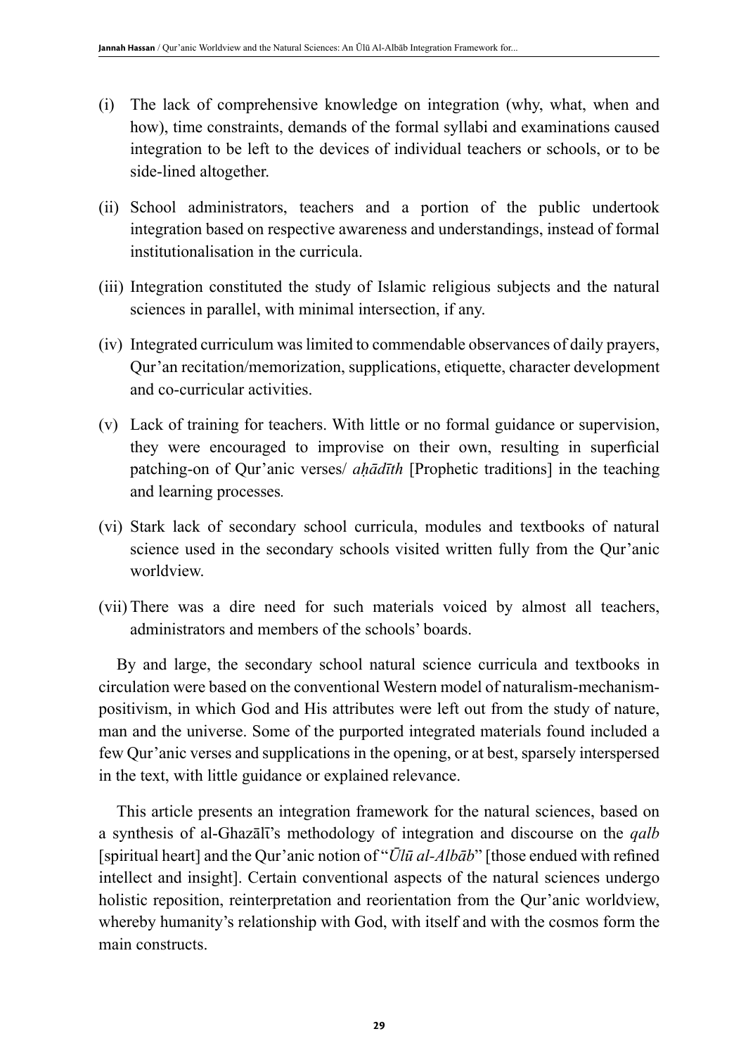(i) The lack of comprehensive knowledge on integration (why, what, when and how), time constraints, demands of the formal syllabi and examinations caused integration to be left to the devices of individual teachers or schools, or to be side-lined altogether.

(ii) School administrators, teachers and a portion of the public undertook integration based on respective awareness and understandings, instead of formal institutionalisation in the curricula.

(iii) Integration constituted the study of Islamic religious subjects and the natural sciences in parallel, with minimal intersection, if any.

(iv) Integrated curriculum was limited to commendable observances of daily prayers, Qur'an recitation/memorization, supplications, etiquette, character development and co-curricular activities.

(v) Lack of training for teachers. With little or no formal guidance or supervision, they were encouraged to improvise on their own, resulting in superficial patching-on of Qur'anic verses/ *aḥādīth* [Prophetic traditions] in the teaching and learning processes.

(vi) Stark lack of secondary school curricula, modules and textbooks of natural science used in the secondary schools visited written fully from the Qur'anic worldview.

(vii) There was a dire need for such materials voiced by almost all teachers, administrators and members of the schools' boards.

By and large, the secondary school natural science curricula and textbooks in circulation were based on the conventional Western model of naturalism-mechanism-positivism, in which God and His attributes were left out from the study of nature, man and the universe. Some of the purported integrated materials found included a few Qur'anic verses and supplications in the opening, or at best, sparsely interspersed in the text, with little guidance or explained relevance.

This article presents an integration framework for the natural sciences, based on a synthesis of al-Ghazālī's methodology of integration and discourse on the *qalb* [spiritual heart] and the Qur'anic notion of "*Ūlū al-Albāb*" [those endued with refined intellect and insight]. Certain conventional aspects of the natural sciences undergo holistic reposition, reinterpretation and reorientation from the Qur'anic worldview, whereby humanity's relationship with God, with itself and with the cosmos form the main constructs.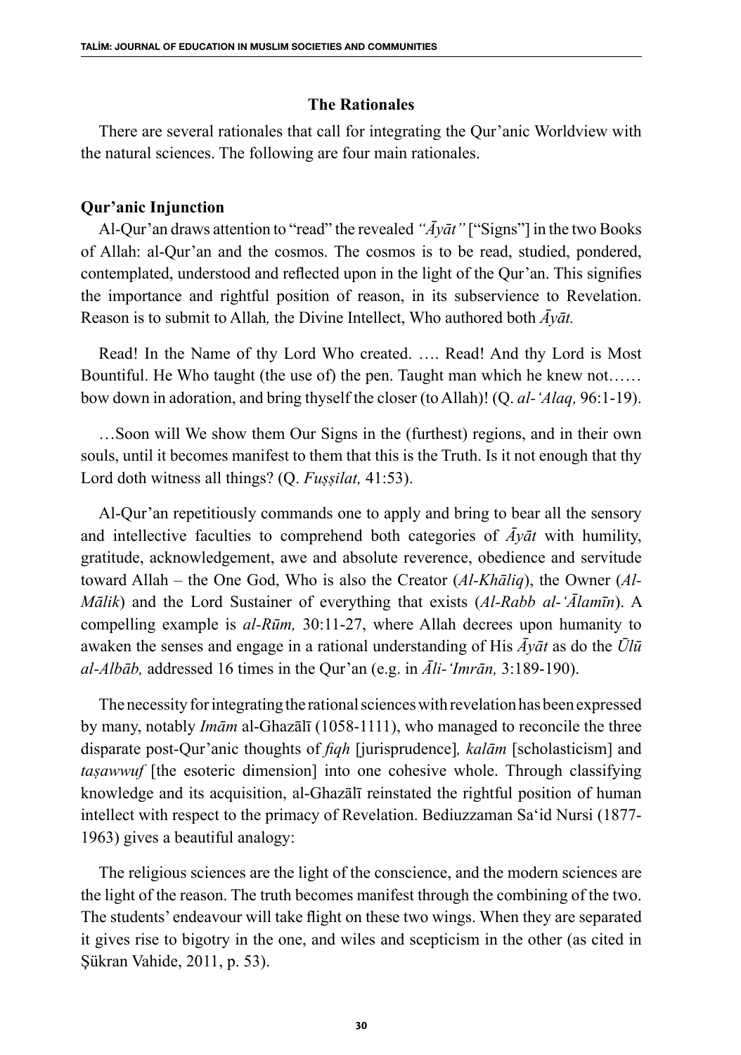## The Rationales

There are several rationales that call for integrating the Qur'anic Worldview with the natural sciences. The following are four main rationales.

### Qur'anic Injunction

Al-Qur'an draws attention to "read" the revealed *"Āyāt"* ["Signs"] in the two Books of Allah: al-Qur'an and the cosmos. The cosmos is to be read, studied, pondered, contemplated, understood and reflected upon in the light of the Qur'an. This signifies the importance and rightful position of reason, in its subservience to Revelation. Reason is to submit to Allah*,* the Divine Intellect, Who authored both *Āyāt.*

Read! In the Name of thy Lord Who created. …. Read! And thy Lord is Most Bountiful. He Who taught (the use of) the pen. Taught man which he knew not…… bow down in adoration, and bring thyself the closer (to Allah)! (Q. *al-'Alaq,* 96:1-19).

…Soon will We show them Our Signs in the (furthest) regions, and in their own souls, until it becomes manifest to them that this is the Truth. Is it not enough that thy Lord doth witness all things? (Q. *Fuṣṣilat,* 41:53).

Al-Qur'an repetitiously commands one to apply and bring to bear all the sensory and intellective faculties to comprehend both categories of *Āyāt* with humility, gratitude, acknowledgement, awe and absolute reverence, obedience and servitude toward Allah – the One God, Who is also the Creator (*Al-Khāliq*), the Owner (*Al-Mālik*) and the Lord Sustainer of everything that exists (*Al-Rabb al-'Ālamīn*). A compelling example is *al-Rūm,* 30:11-27, where Allah decrees upon humanity to awaken the senses and engage in a rational understanding of His *Āyāt* as do the *Ūlū al-Albāb,* addressed 16 times in the Qur'an (e.g. in *Āli-'Imrān,* 3:189-190).

The necessity for integrating the rational sciences with revelation has been expressed by many, notably *Imām* al-Ghazālī (1058-1111), who managed to reconcile the three disparate post-Qur'anic thoughts of *fiqh* [jurisprudence]*, kalām* [scholasticism] and *taṣawwuf* [the esoteric dimension] into one cohesive whole. Through classifying knowledge and its acquisition, al-Ghazālī reinstated the rightful position of human intellect with respect to the primacy of Revelation. Bediuzzaman Sa'id Nursi (1877-1963) gives a beautiful analogy:

The religious sciences are the light of the conscience, and the modern sciences are the light of the reason. The truth becomes manifest through the combining of the two. The students' endeavour will take flight on these two wings. When they are separated it gives rise to bigotry in the one, and wiles and scepticism in the other (as cited in Şükran Vahide, 2011, p. 53).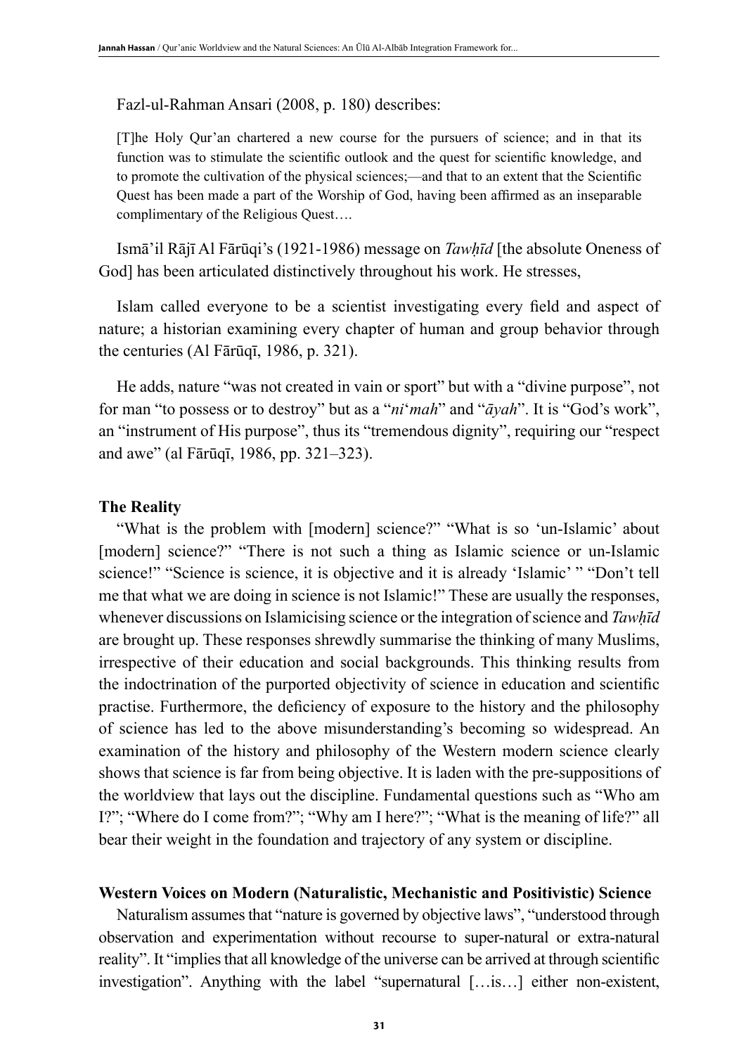Fazl-ul-Rahman Ansari (2008, p. 180) describes:

> [T]he Holy Qur'an chartered a new course for the pursuers of science; and in that its function was to stimulate the scientific outlook and the quest for scientific knowledge, and to promote the cultivation of the physical sciences;—and that to an extent that the Scientific Quest has been made a part of the Worship of God, having been affirmed as an inseparable complimentary of the Religious Quest….

Ismā'il Rājī Al Fārūqi's (1921-1986) message on *Tawḥīd* [the absolute Oneness of God] has been articulated distinctively throughout his work. He stresses,

Islam called everyone to be a scientist investigating every field and aspect of nature; a historian examining every chapter of human and group behavior through the centuries (Al Fārūqī, 1986, p. 321).

He adds, nature "was not created in vain or sport" but with a "divine purpose", not for man "to possess or to destroy" but as a "*ni'mah*" and "*āyah*". It is "God's work", an "instrument of His purpose", thus its "tremendous dignity", requiring our "respect and awe" (al Fārūqī, 1986, pp. 321–323).

**The Reality**

"What is the problem with [modern] science?" "What is so 'un-Islamic' about [modern] science?" "There is not such a thing as Islamic science or un-Islamic science!" "Science is science, it is objective and it is already 'Islamic' " "Don't tell me that what we are doing in science is not Islamic!" These are usually the responses, whenever discussions on Islamicising science or the integration of science and *Tawḥīd* are brought up. These responses shrewdly summarise the thinking of many Muslims, irrespective of their education and social backgrounds. This thinking results from the indoctrination of the purported objectivity of science in education and scientific practise. Furthermore, the deficiency of exposure to the history and the philosophy of science has led to the above misunderstanding's becoming so widespread. An examination of the history and philosophy of the Western modern science clearly shows that science is far from being objective. It is laden with the pre-suppositions of the worldview that lays out the discipline. Fundamental questions such as "Who am I?"; "Where do I come from?"; "Why am I here?"; "What is the meaning of life?" all bear their weight in the foundation and trajectory of any system or discipline.

**Western Voices on Modern (Naturalistic, Mechanistic and Positivistic) Science**

Naturalism assumes that "nature is governed by objective laws", "understood through observation and experimentation without recourse to super-natural or extra-natural reality". It "implies that all knowledge of the universe can be arrived at through scientific investigation". Anything with the label "supernatural […is…] either non-existent,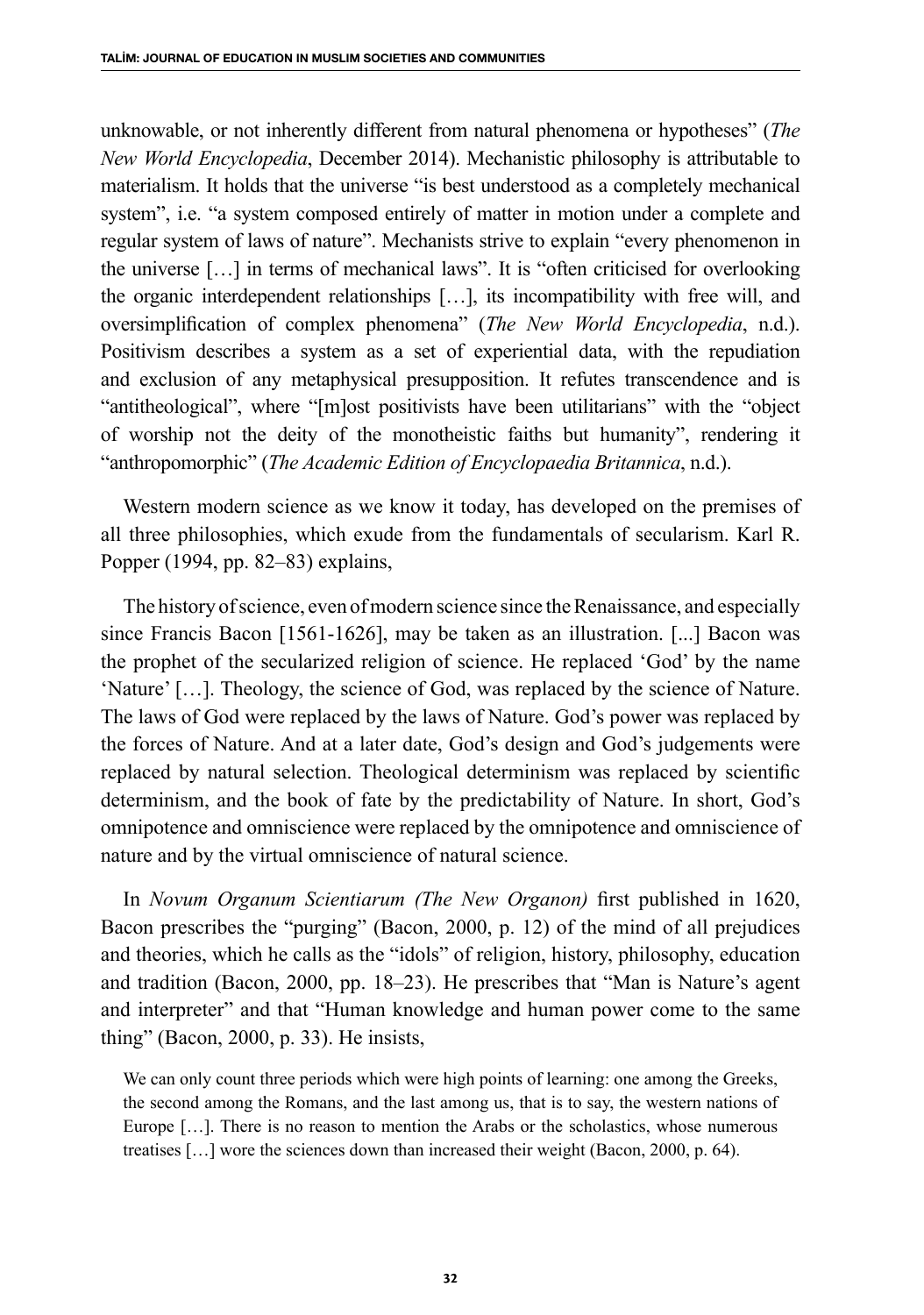unknowable, or not inherently different from natural phenomena or hypotheses" (*The New World Encyclopedia*, December 2014). Mechanistic philosophy is attributable to materialism. It holds that the universe "is best understood as a completely mechanical system", i.e. "a system composed entirely of matter in motion under a complete and regular system of laws of nature". Mechanists strive to explain "every phenomenon in the universe […] in terms of mechanical laws". It is "often criticised for overlooking the organic interdependent relationships […], its incompatibility with free will, and oversimplification of complex phenomena" (*The New World Encyclopedia*, n.d.). Positivism describes a system as a set of experiential data, with the repudiation and exclusion of any metaphysical presupposition. It refutes transcendence and is "antitheological", where "[m]ost positivists have been utilitarians" with the "object of worship not the deity of the monotheistic faiths but humanity", rendering it "anthropomorphic" (*The Academic Edition of Encyclopaedia Britannica*, n.d.).

Western modern science as we know it today, has developed on the premises of all three philosophies, which exude from the fundamentals of secularism. Karl R. Popper (1994, pp. 82–83) explains,

The history of science, even of modern science since the Renaissance, and especially since Francis Bacon [1561-1626], may be taken as an illustration. [...] Bacon was the prophet of the secularized religion of science. He replaced 'God' by the name 'Nature' […]. Theology, the science of God, was replaced by the science of Nature. The laws of God were replaced by the laws of Nature. God's power was replaced by the forces of Nature. And at a later date, God's design and God's judgements were replaced by natural selection. Theological determinism was replaced by scientific determinism, and the book of fate by the predictability of Nature. In short, God's omnipotence and omniscience were replaced by the omnipotence and omniscience of nature and by the virtual omniscience of natural science.

In *Novum Organum Scientiarum (The New Organon)* first published in 1620, Bacon prescribes the "purging" (Bacon, 2000, p. 12) of the mind of all prejudices and theories, which he calls as the "idols" of religion, history, philosophy, education and tradition (Bacon, 2000, pp. 18–23). He prescribes that "Man is Nature's agent and interpreter" and that "Human knowledge and human power come to the same thing" (Bacon, 2000, p. 33). He insists,

> We can only count three periods which were high points of learning: one among the Greeks, the second among the Romans, and the last among us, that is to say, the western nations of Europe […]. There is no reason to mention the Arabs or the scholastics, whose numerous treatises […] wore the sciences down than increased their weight (Bacon, 2000, p. 64).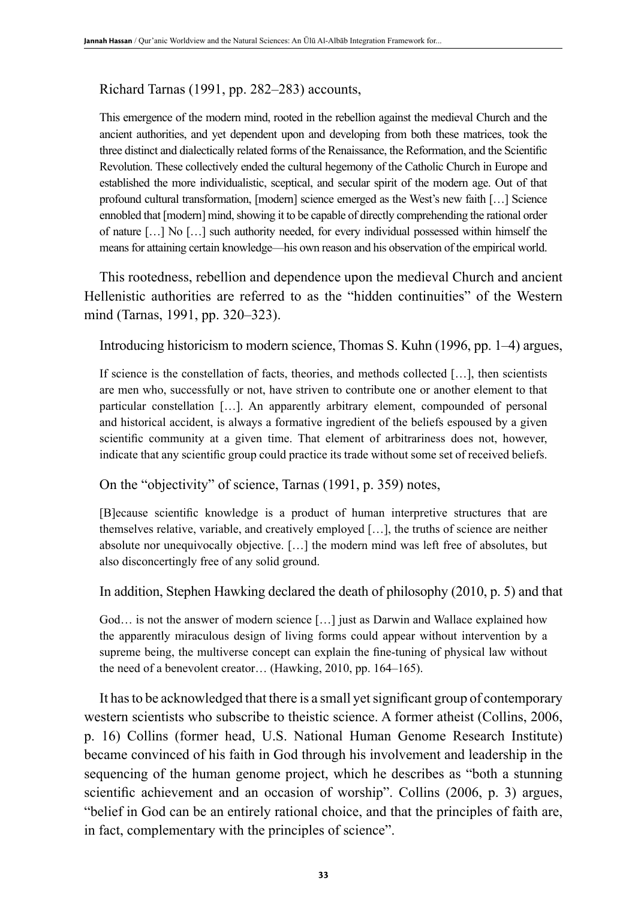Richard Tarnas (1991, pp. 282–283) accounts,

> This emergence of the modern mind, rooted in the rebellion against the medieval Church and the ancient authorities, and yet dependent upon and developing from both these matrices, took the three distinct and dialectically related forms of the Renaissance, the Reformation, and the Scientific Revolution. These collectively ended the cultural hegemony of the Catholic Church in Europe and established the more individualistic, sceptical, and secular spirit of the modern age. Out of that profound cultural transformation, [modern] science emerged as the West's new faith […] Science ennobled that [modern] mind, showing it to be capable of directly comprehending the rational order of nature […] No […] such authority needed, for every individual possessed within himself the means for attaining certain knowledge—his own reason and his observation of the empirical world.

This rootedness, rebellion and dependence upon the medieval Church and ancient Hellenistic authorities are referred to as the "hidden continuities" of the Western mind (Tarnas, 1991, pp. 320–323).

Introducing historicism to modern science, Thomas S. Kuhn (1996, pp. 1–4) argues,

> If science is the constellation of facts, theories, and methods collected […], then scientists are men who, successfully or not, have striven to contribute one or another element to that particular constellation […]. An apparently arbitrary element, compounded of personal and historical accident, is always a formative ingredient of the beliefs espoused by a given scientific community at a given time. That element of arbitrariness does not, however, indicate that any scientific group could practice its trade without some set of received beliefs.

On the "objectivity" of science, Tarnas (1991, p. 359) notes,

> [B]ecause scientific knowledge is a product of human interpretive structures that are themselves relative, variable, and creatively employed […], the truths of science are neither absolute nor unequivocally objective. […] the modern mind was left free of absolutes, but also disconcertingly free of any solid ground.

In addition, Stephen Hawking declared the death of philosophy (2010, p. 5) and that

> God… is not the answer of modern science […] just as Darwin and Wallace explained how the apparently miraculous design of living forms could appear without intervention by a supreme being, the multiverse concept can explain the fine-tuning of physical law without the need of a benevolent creator… (Hawking, 2010, pp. 164–165).

It has to be acknowledged that there is a small yet significant group of contemporary western scientists who subscribe to theistic science. A former atheist (Collins, 2006, p. 16) Collins (former head, U.S. National Human Genome Research Institute) became convinced of his faith in God through his involvement and leadership in the sequencing of the human genome project, which he describes as "both a stunning scientific achievement and an occasion of worship". Collins (2006, p. 3) argues, "belief in God can be an entirely rational choice, and that the principles of faith are, in fact, complementary with the principles of science".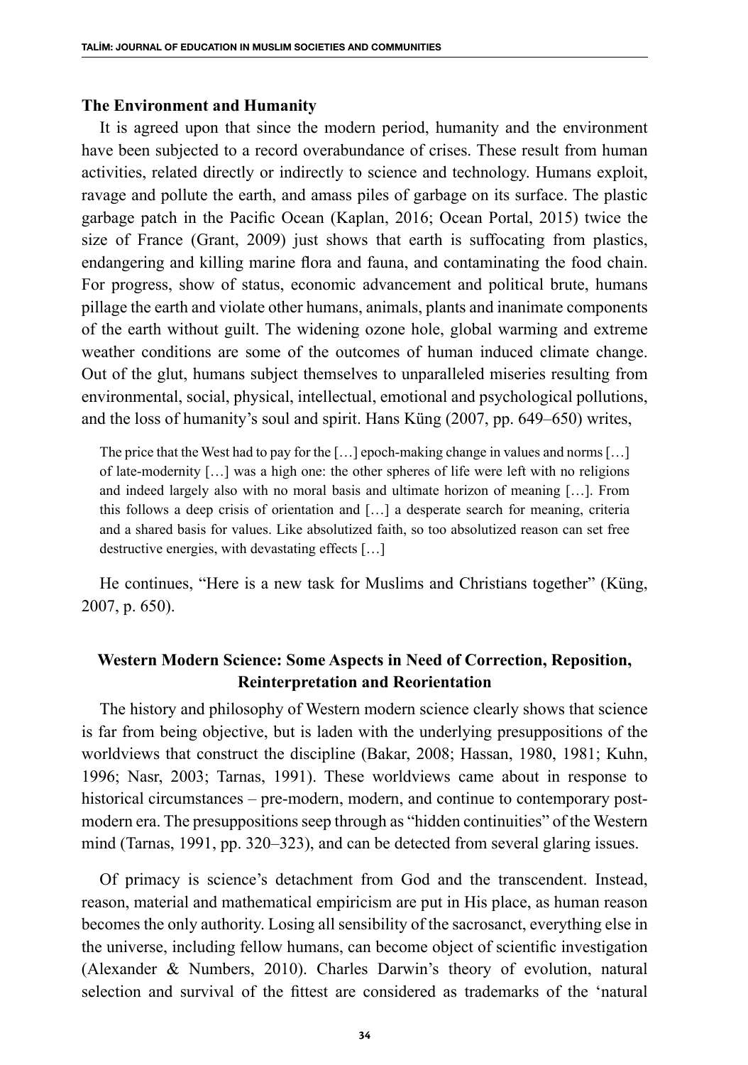### The Environment and Humanity

It is agreed upon that since the modern period, humanity and the environment have been subjected to a record overabundance of crises. These result from human activities, related directly or indirectly to science and technology. Humans exploit, ravage and pollute the earth, and amass piles of garbage on its surface. The plastic garbage patch in the Pacific Ocean (Kaplan, 2016; Ocean Portal, 2015) twice the size of France (Grant, 2009) just shows that earth is suffocating from plastics, endangering and killing marine flora and fauna, and contaminating the food chain. For progress, show of status, economic advancement and political brute, humans pillage the earth and violate other humans, animals, plants and inanimate components of the earth without guilt. The widening ozone hole, global warming and extreme weather conditions are some of the outcomes of human induced climate change. Out of the glut, humans subject themselves to unparalleled miseries resulting from environmental, social, physical, intellectual, emotional and psychological pollutions, and the loss of humanity's soul and spirit. Hans Küng (2007, pp. 649–650) writes,

> The price that the West had to pay for the […] epoch-making change in values and norms […] of late-modernity […] was a high one: the other spheres of life were left with no religions and indeed largely also with no moral basis and ultimate horizon of meaning […]. From this follows a deep crisis of orientation and […] a desperate search for meaning, criteria and a shared basis for values. Like absolutized faith, so too absolutized reason can set free destructive energies, with devastating effects […]

He continues, "Here is a new task for Muslims and Christians together" (Küng, 2007, p. 650).

### Western Modern Science: Some Aspects in Need of Correction, Reposition, Reinterpretation and Reorientation

The history and philosophy of Western modern science clearly shows that science is far from being objective, but is laden with the underlying presuppositions of the worldviews that construct the discipline (Bakar, 2008; Hassan, 1980, 1981; Kuhn, 1996; Nasr, 2003; Tarnas, 1991). These worldviews came about in response to historical circumstances – pre-modern, modern, and continue to contemporary post-modern era. The presuppositions seep through as "hidden continuities" of the Western mind (Tarnas, 1991, pp. 320–323), and can be detected from several glaring issues.

Of primacy is science's detachment from God and the transcendent. Instead, reason, material and mathematical empiricism are put in His place, as human reason becomes the only authority. Losing all sensibility of the sacrosanct, everything else in the universe, including fellow humans, can become object of scientific investigation (Alexander & Numbers, 2010). Charles Darwin's theory of evolution, natural selection and survival of the fittest are considered as trademarks of the 'natural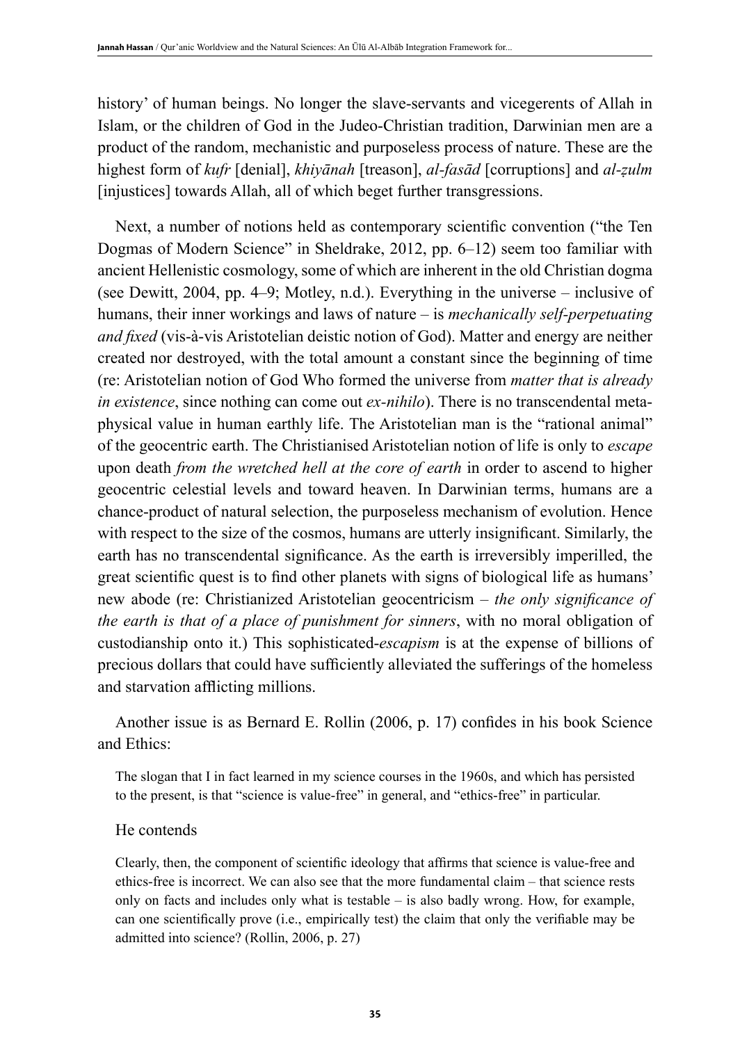history' of human beings. No longer the slave-servants and vicegerents of Allah in Islam, or the children of God in the Judeo-Christian tradition, Darwinian men are a product of the random, mechanistic and purposeless process of nature. These are the highest form of *kufr* [denial], *khiyānah* [treason], *al-fasād* [corruptions] and *al-ẓulm* [injustices] towards Allah, all of which beget further transgressions.

Next, a number of notions held as contemporary scientific convention ("the Ten Dogmas of Modern Science" in Sheldrake, 2012, pp. 6–12) seem too familiar with ancient Hellenistic cosmology, some of which are inherent in the old Christian dogma (see Dewitt, 2004, pp. 4–9; Motley, n.d.). Everything in the universe – inclusive of humans, their inner workings and laws of nature – is *mechanically self-perpetuating and fixed* (vis-à-vis Aristotelian deistic notion of God). Matter and energy are neither created nor destroyed, with the total amount a constant since the beginning of time (re: Aristotelian notion of God Who formed the universe from *matter that is already in existence*, since nothing can come out *ex-nihilo*). There is no transcendental metaphysical value in human earthly life. The Aristotelian man is the "rational animal" of the geocentric earth. The Christianised Aristotelian notion of life is only to *escape* upon death *from the wretched hell at the core of earth* in order to ascend to higher geocentric celestial levels and toward heaven. In Darwinian terms, humans are a chance-product of natural selection, the purposeless mechanism of evolution. Hence with respect to the size of the cosmos, humans are utterly insignificant. Similarly, the earth has no transcendental significance. As the earth is irreversibly imperilled, the great scientific quest is to find other planets with signs of biological life as humans' new abode (re: Christianized Aristotelian geocentricism – *the only significance of the earth is that of a place of punishment for sinners*, with no moral obligation of custodianship onto it.) This sophisticated-*escapism* is at the expense of billions of precious dollars that could have sufficiently alleviated the sufferings of the homeless and starvation afflicting millions.

Another issue is as Bernard E. Rollin (2006, p. 17) confides in his book Science and Ethics:

> The slogan that I in fact learned in my science courses in the 1960s, and which has persisted to the present, is that "science is value-free" in general, and "ethics-free" in particular.

He contends

> Clearly, then, the component of scientific ideology that affirms that science is value-free and ethics-free is incorrect. We can also see that the more fundamental claim – that science rests only on facts and includes only what is testable – is also badly wrong. How, for example, can one scientifically prove (i.e., empirically test) the claim that only the verifiable may be admitted into science? (Rollin, 2006, p. 27)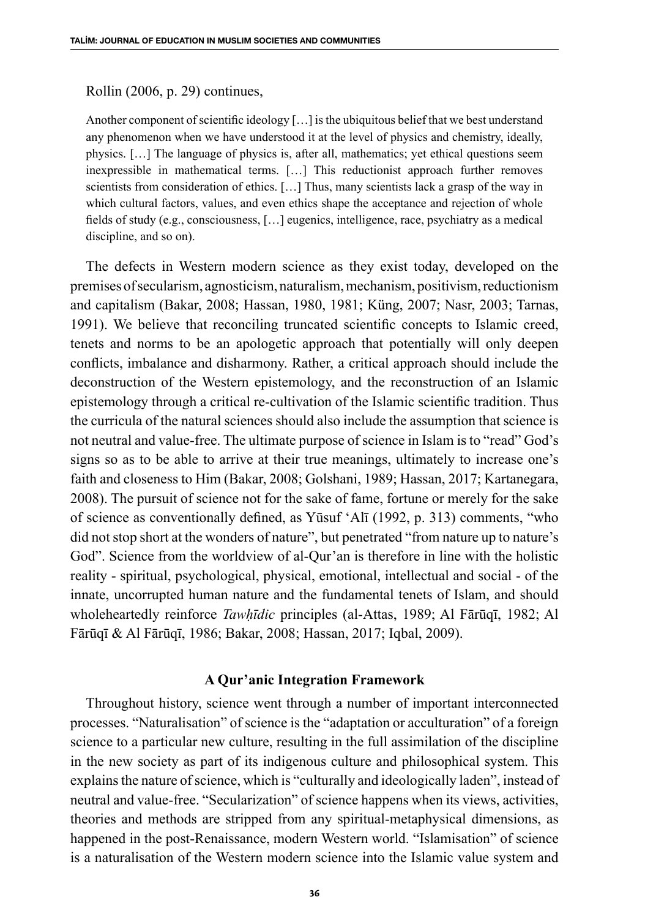Rollin (2006, p. 29) continues,

> Another component of scientific ideology […] is the ubiquitous belief that we best understand any phenomenon when we have understood it at the level of physics and chemistry, ideally, physics. […] The language of physics is, after all, mathematics; yet ethical questions seem inexpressible in mathematical terms. […] This reductionist approach further removes scientists from consideration of ethics. […] Thus, many scientists lack a grasp of the way in which cultural factors, values, and even ethics shape the acceptance and rejection of whole fields of study (e.g., consciousness, […] eugenics, intelligence, race, psychiatry as a medical discipline, and so on).

The defects in Western modern science as they exist today, developed on the premises of secularism, agnosticism, naturalism, mechanism, positivism, reductionism and capitalism (Bakar, 2008; Hassan, 1980, 1981; Küng, 2007; Nasr, 2003; Tarnas, 1991). We believe that reconciling truncated scientific concepts to Islamic creed, tenets and norms to be an apologetic approach that potentially will only deepen conflicts, imbalance and disharmony. Rather, a critical approach should include the deconstruction of the Western epistemology, and the reconstruction of an Islamic epistemology through a critical re-cultivation of the Islamic scientific tradition. Thus the curricula of the natural sciences should also include the assumption that science is not neutral and value-free. The ultimate purpose of science in Islam is to "read" God's signs so as to be able to arrive at their true meanings, ultimately to increase one's faith and closeness to Him (Bakar, 2008; Golshani, 1989; Hassan, 2017; Kartanegara, 2008). The pursuit of science not for the sake of fame, fortune or merely for the sake of science as conventionally defined, as Yūsuf 'Alī (1992, p. 313) comments, "who did not stop short at the wonders of nature", but penetrated "from nature up to nature's God". Science from the worldview of al-Qur'an is therefore in line with the holistic reality - spiritual, psychological, physical, emotional, intellectual and social - of the innate, uncorrupted human nature and the fundamental tenets of Islam, and should wholeheartedly reinforce *Tawḥīdic* principles (al-Attas, 1989; Al Fārūqī, 1982; Al Fārūqī & Al Fārūqī, 1986; Bakar, 2008; Hassan, 2017; Iqbal, 2009).

## A Qur'anic Integration Framework

Throughout history, science went through a number of important interconnected processes. "Naturalisation" of science is the "adaptation or acculturation" of a foreign science to a particular new culture, resulting in the full assimilation of the discipline in the new society as part of its indigenous culture and philosophical system. This explains the nature of science, which is "culturally and ideologically laden", instead of neutral and value-free. "Secularization" of science happens when its views, activities, theories and methods are stripped from any spiritual-metaphysical dimensions, as happened in the post-Renaissance, modern Western world. "Islamisation" of science is a naturalisation of the Western modern science into the Islamic value system and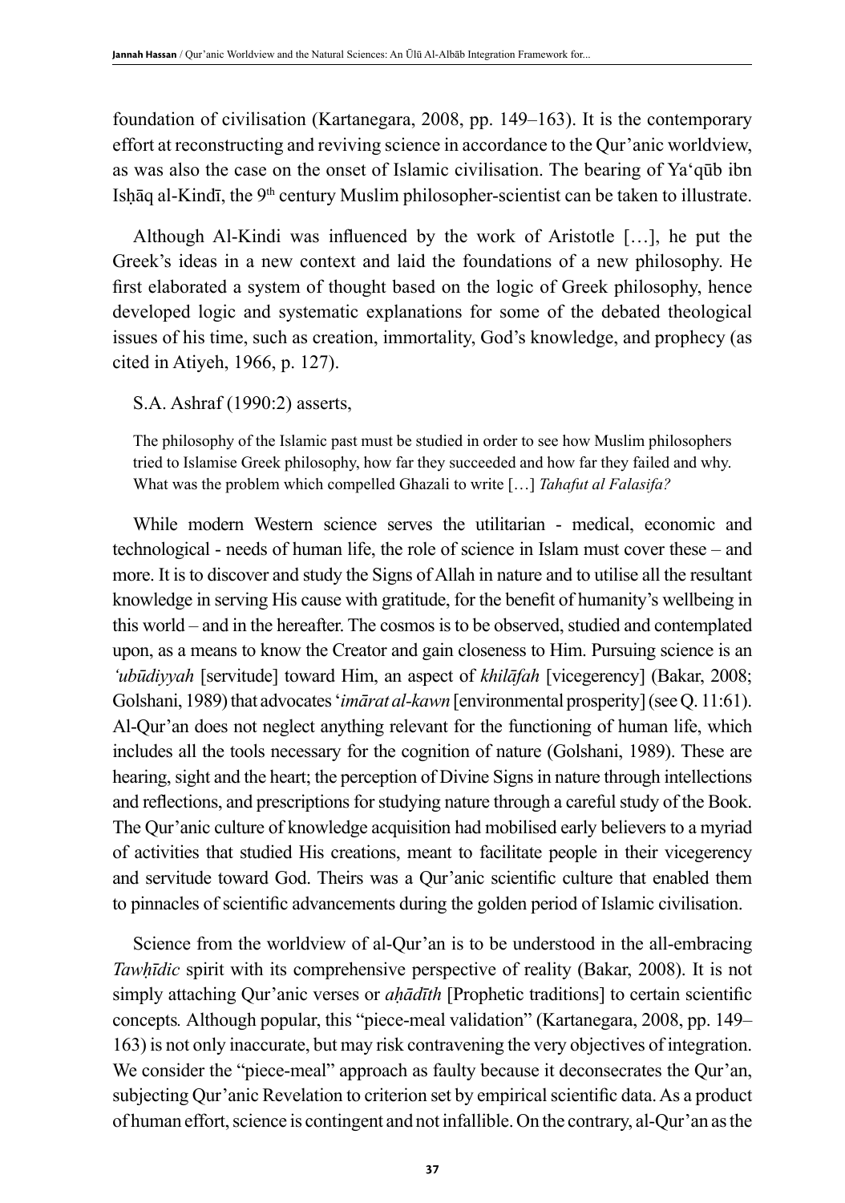foundation of civilisation (Kartanegara, 2008, pp. 149–163). It is the contemporary effort at reconstructing and reviving science in accordance to the Qur'anic worldview, as was also the case on the onset of Islamic civilisation. The bearing of Ya'qūb ibn Isḥāq al-Kindī, the 9th century Muslim philosopher-scientist can be taken to illustrate.

Although Al-Kindi was influenced by the work of Aristotle […], he put the Greek's ideas in a new context and laid the foundations of a new philosophy. He first elaborated a system of thought based on the logic of Greek philosophy, hence developed logic and systematic explanations for some of the debated theological issues of his time, such as creation, immortality, God's knowledge, and prophecy (as cited in Atiyeh, 1966, p. 127).

S.A. Ashraf (1990:2) asserts,

> The philosophy of the Islamic past must be studied in order to see how Muslim philosophers tried to Islamise Greek philosophy, how far they succeeded and how far they failed and why. What was the problem which compelled Ghazali to write […] *Tahafut al Falasifa?*

While modern Western science serves the utilitarian - medical, economic and technological - needs of human life, the role of science in Islam must cover these – and more. It is to discover and study the Signs of Allah in nature and to utilise all the resultant knowledge in serving His cause with gratitude, for the benefit of humanity's wellbeing in this world – and in the hereafter. The cosmos is to be observed, studied and contemplated upon, as a means to know the Creator and gain closeness to Him. Pursuing science is an *'ubūdiyyah* [servitude] toward Him, an aspect of *khilāfah* [vicegerency] (Bakar, 2008; Golshani, 1989) that advocates '*imārat al-kawn* [environmental prosperity] (see Q. 11:61). Al-Qur'an does not neglect anything relevant for the functioning of human life, which includes all the tools necessary for the cognition of nature (Golshani, 1989). These are hearing, sight and the heart; the perception of Divine Signs in nature through intellections and reflections, and prescriptions for studying nature through a careful study of the Book. The Qur'anic culture of knowledge acquisition had mobilised early believers to a myriad of activities that studied His creations, meant to facilitate people in their vicegerency and servitude toward God. Theirs was a Qur'anic scientific culture that enabled them to pinnacles of scientific advancements during the golden period of Islamic civilisation.

Science from the worldview of al-Qur'an is to be understood in the all-embracing *Tawḥīdic* spirit with its comprehensive perspective of reality (Bakar, 2008). It is not simply attaching Qur'anic verses or *aḥādīth* [Prophetic traditions] to certain scientific concepts. Although popular, this "piece-meal validation" (Kartanegara, 2008, pp. 149–163) is not only inaccurate, but may risk contravening the very objectives of integration. We consider the "piece-meal" approach as faulty because it deconsecrates the Qur'an, subjecting Qur'anic Revelation to criterion set by empirical scientific data. As a product of human effort, science is contingent and not infallible. On the contrary, al-Qur'an as the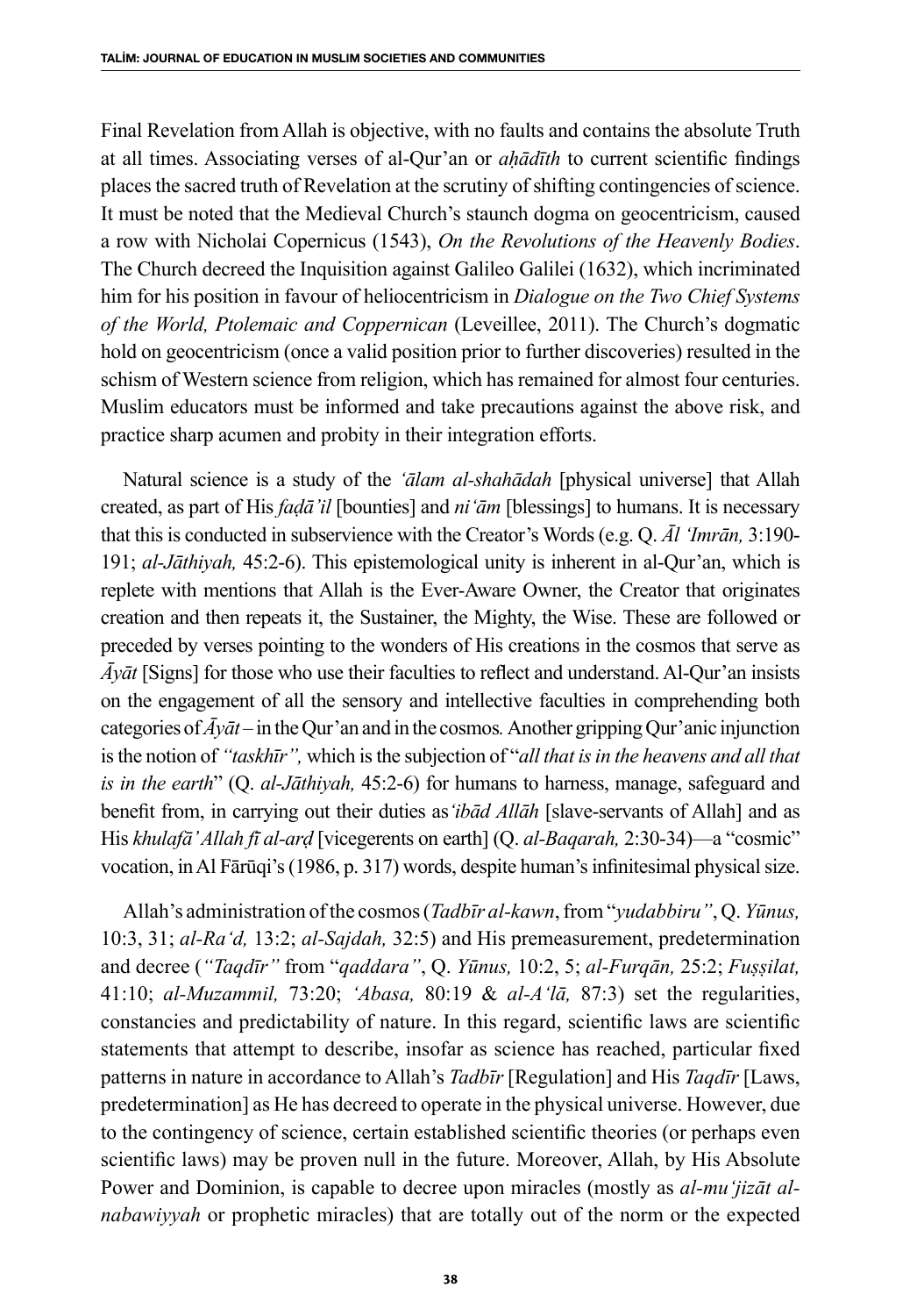Final Revelation from Allah is objective, with no faults and contains the absolute Truth at all times. Associating verses of al-Qur'an or *aḥādīth* to current scientific findings places the sacred truth of Revelation at the scrutiny of shifting contingencies of science. It must be noted that the Medieval Church's staunch dogma on geocentricism, caused a row with Nicholai Copernicus (1543), *On the Revolutions of the Heavenly Bodies*. The Church decreed the Inquisition against Galileo Galilei (1632), which incriminated him for his position in favour of heliocentricism in *Dialogue on the Two Chief Systems of the World, Ptolemaic and Coppernican* (Leveillee, 2011). The Church's dogmatic hold on geocentricism (once a valid position prior to further discoveries) resulted in the schism of Western science from religion, which has remained for almost four centuries. Muslim educators must be informed and take precautions against the above risk, and practice sharp acumen and probity in their integration efforts.

Natural science is a study of the *'ālam al-shahādah* [physical universe] that Allah created, as part of His *faḍā'il* [bounties] and *ni'ām* [blessings] to humans. It is necessary that this is conducted in subservience with the Creator's Words (e.g. Q. *Āl 'Imrān,* 3:190-191; *al-Jāthiyah,* 45:2-6). This epistemological unity is inherent in al-Qur'an, which is replete with mentions that Allah is the Ever-Aware Owner, the Creator that originates creation and then repeats it, the Sustainer, the Mighty, the Wise. These are followed or preceded by verses pointing to the wonders of His creations in the cosmos that serve as *Āyāt* [Signs] for those who use their faculties to reflect and understand. Al-Qur'an insists on the engagement of all the sensory and intellective faculties in comprehending both categories of *Āyāt* – in the Qur'an and in the cosmos. Another gripping Qur'anic injunction is the notion of *"taskhīr",* which is the subjection of "*all that is in the heavens and all that is in the earth*" (Q. *al-Jāthiyah,* 45:2-6) for humans to harness, manage, safeguard and benefit from, in carrying out their duties as *'ibād Allāh* [slave-servants of Allah] and as His *khulafā' Allah fī al-arḍ* [vicegerents on earth] (Q. *al-Baqarah,* 2:30-34)—a "cosmic" vocation, in Al Fārūqi's (1986, p. 317) words, despite human's infinitesimal physical size.

Allah's administration of the cosmos (*Tadbīr al-kawn*, from "*yudabbiru"*, Q. *Yūnus,* 10:3, 31; *al-Ra'd,* 13:2; *al-Sajdah,* 32:5) and His premeasurement, predetermination and decree (*"Taqdīr"* from "*qaddara"*, Q. *Yūnus,* 10:2, 5; *al-Furqān,* 25:2; *Fuṣṣilat,* 41:10; *al-Muzammil,* 73:20; *'Abasa,* 80:19 & *al-A'lā,* 87:3) set the regularities, constancies and predictability of nature. In this regard, scientific laws are scientific statements that attempt to describe, insofar as science has reached, particular fixed patterns in nature in accordance to Allah's *Tadbīr* [Regulation] and His *Taqdīr* [Laws, predetermination] as He has decreed to operate in the physical universe. However, due to the contingency of science, certain established scientific theories (or perhaps even scientific laws) may be proven null in the future. Moreover, Allah, by His Absolute Power and Dominion, is capable to decree upon miracles (mostly as *al-mu'jizāt al-nabawiyyah* or prophetic miracles) that are totally out of the norm or the expected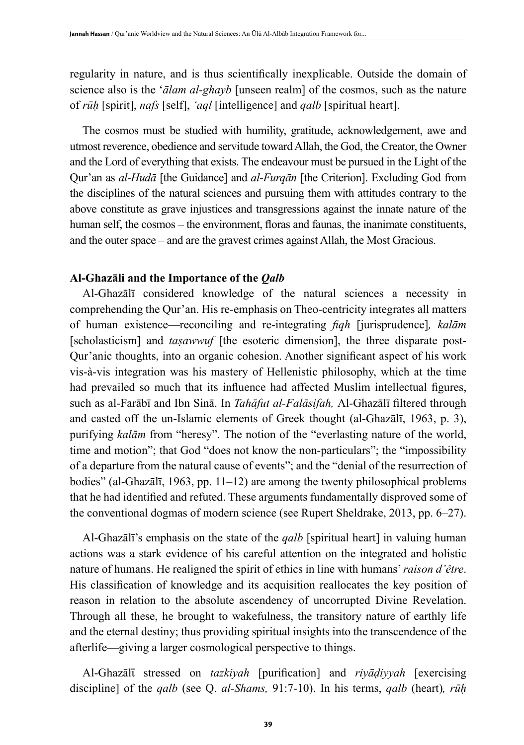regularity in nature, and is thus scientifically inexplicable. Outside the domain of science also is the *ʻālam al-ghayb* [unseen realm] of the cosmos, such as the nature of *rūḥ* [spirit], *nafs* [self], *ʻaql* [intelligence] and *qalb* [spiritual heart].

The cosmos must be studied with humility, gratitude, acknowledgement, awe and utmost reverence, obedience and servitude toward Allah, the God, the Creator, the Owner and the Lord of everything that exists. The endeavour must be pursued in the Light of the Qur'an as *al-Hudā* [the Guidance] and *al-Furqān* [the Criterion]. Excluding God from the disciplines of the natural sciences and pursuing them with attitudes contrary to the above constitute as grave injustices and transgressions against the innate nature of the human self, the cosmos – the environment, floras and faunas, the inanimate constituents, and the outer space – and are the gravest crimes against Allah, the Most Gracious.

### Al-Ghazāli and the Importance of the *Qalb*

Al-Ghazālī considered knowledge of the natural sciences a necessity in comprehending the Qur'an. His re-emphasis on Theo-centricity integrates all matters of human existence—reconciling and re-integrating *fiqh* [jurisprudence]*, kalām* [scholasticism] and *taṣawwuf* [the esoteric dimension], the three disparate post-Qur'anic thoughts, into an organic cohesion. Another significant aspect of his work vis-à-vis integration was his mastery of Hellenistic philosophy, which at the time had prevailed so much that its influence had affected Muslim intellectual figures, such as al-Farābī and Ibn Sinā. In *Tahāfut al-Falāsifah,* Al-Ghazālī filtered through and casted off the un-Islamic elements of Greek thought (al-Ghazālī, 1963, p. 3), purifying *kalām* from "heresy"*.* The notion of the "everlasting nature of the world, time and motion"; that God "does not know the non-particulars"; the "impossibility of a departure from the natural cause of events"; and the "denial of the resurrection of bodies" (al-Ghazālī, 1963, pp. 11–12) are among the twenty philosophical problems that he had identified and refuted. These arguments fundamentally disproved some of the conventional dogmas of modern science (see Rupert Sheldrake, 2013, pp. 6–27).

Al-Ghazālī's emphasis on the state of the *qalb* [spiritual heart] in valuing human actions was a stark evidence of his careful attention on the integrated and holistic nature of humans. He realigned the spirit of ethics in line with humans' *raison d'être*. His classification of knowledge and its acquisition reallocates the key position of reason in relation to the absolute ascendency of uncorrupted Divine Revelation. Through all these, he brought to wakefulness, the transitory nature of earthly life and the eternal destiny; thus providing spiritual insights into the transcendence of the afterlife—giving a larger cosmological perspective to things.

Al-Ghazālī stressed on *tazkiyah* [purification] and *riyāḍiyyah* [exercising discipline] of the *qalb* (see Q. *al-Shams,* 91:7-10). In his terms, *qalb* (heart)*, rūḥ*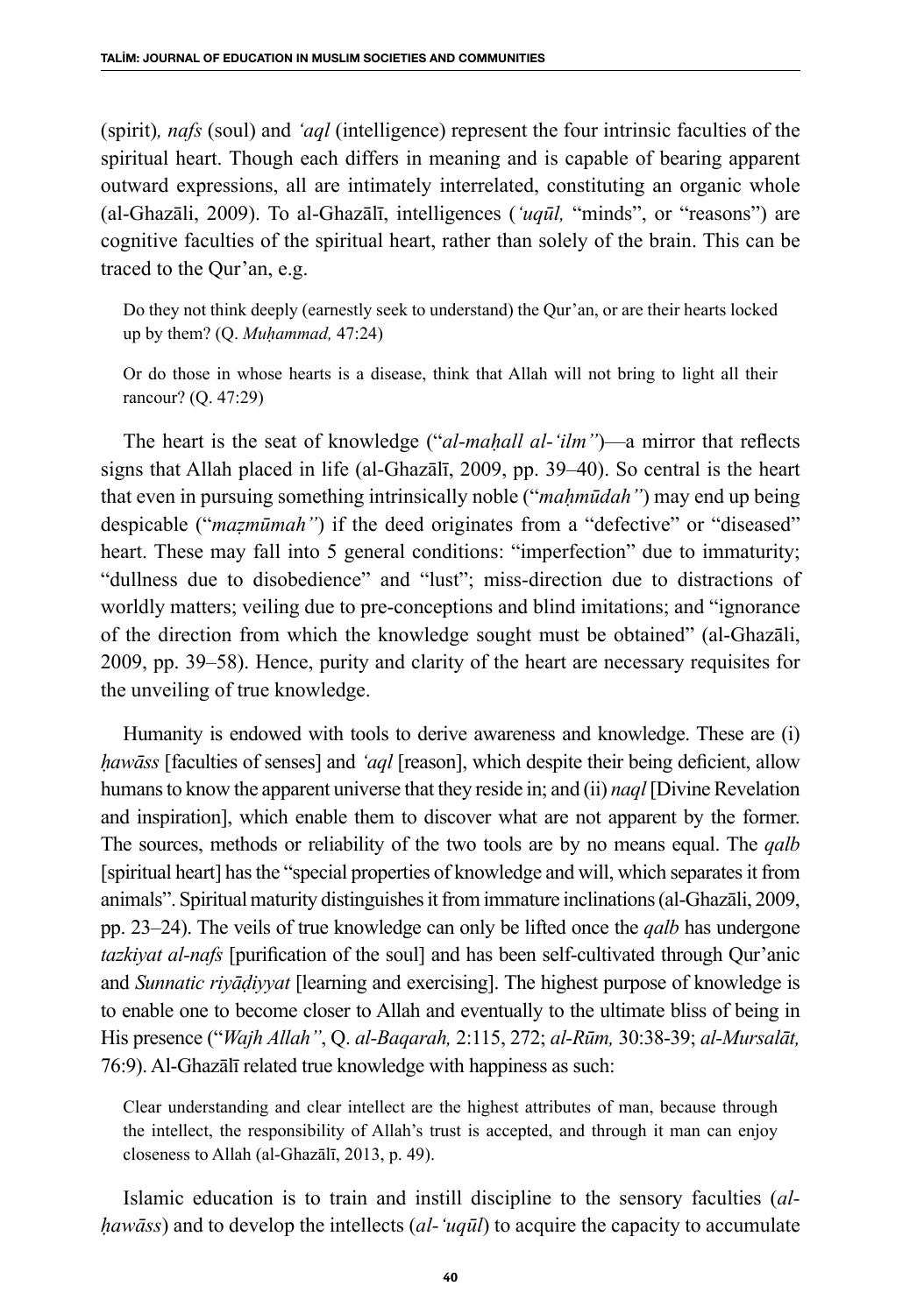(spirit), *nafs* (soul) and *ʻaql* (intelligence) represent the four intrinsic faculties of the spiritual heart. Though each differs in meaning and is capable of bearing apparent outward expressions, all are intimately interrelated, constituting an organic whole (al-Ghazāli, 2009). To al-Ghazālī, intelligences (*ʻuqūl,* "minds", or "reasons") are cognitive faculties of the spiritual heart, rather than solely of the brain. This can be traced to the Qur'an, e.g.

> Do they not think deeply (earnestly seek to understand) the Qur'an, or are their hearts locked up by them? (Q. *Muḥammad,* 47:24)

> Or do those in whose hearts is a disease, think that Allah will not bring to light all their rancour? (Q. 47:29)

The heart is the seat of knowledge ("*al-maḥall al-ʻilm"*)—a mirror that reflects signs that Allah placed in life (al-Ghazālī, 2009, pp. 39–40). So central is the heart that even in pursuing something intrinsically noble ("*maḥmūdah"*) may end up being despicable ("*maẓmūmah"*) if the deed originates from a "defective" or "diseased" heart. These may fall into 5 general conditions: "imperfection" due to immaturity; "dullness due to disobedience" and "lust"; miss-direction due to distractions of worldly matters; veiling due to pre-conceptions and blind imitations; and "ignorance of the direction from which the knowledge sought must be obtained" (al-Ghazāli, 2009, pp. 39–58). Hence, purity and clarity of the heart are necessary requisites for the unveiling of true knowledge.

Humanity is endowed with tools to derive awareness and knowledge. These are (i) *ḥawāss* [faculties of senses] and *ʻaql* [reason], which despite their being deficient, allow humans to know the apparent universe that they reside in; and (ii) *naql* [Divine Revelation and inspiration], which enable them to discover what are not apparent by the former. The sources, methods or reliability of the two tools are by no means equal. The *qalb* [spiritual heart] has the "special properties of knowledge and will, which separates it from animals". Spiritual maturity distinguishes it from immature inclinations (al-Ghazāli, 2009, pp. 23–24). The veils of true knowledge can only be lifted once the *qalb* has undergone *tazkiyat al-nafs* [purification of the soul] and has been self-cultivated through Qur'anic and *Sunnatic riyāḍiyyat* [learning and exercising]. The highest purpose of knowledge is to enable one to become closer to Allah and eventually to the ultimate bliss of being in His presence ("*Wajh Allah"*, Q. *al-Baqarah,* 2:115, 272; *al-Rūm,* 30:38-39; *al-Mursalāt,* 76:9). Al-Ghazālī related true knowledge with happiness as such:

> Clear understanding and clear intellect are the highest attributes of man, because through the intellect, the responsibility of Allah's trust is accepted, and through it man can enjoy closeness to Allah (al-Ghazālī, 2013, p. 49).

Islamic education is to train and instill discipline to the sensory faculties (*al-ḥawāss*) and to develop the intellects (*al-ʻuqūl*) to acquire the capacity to accumulate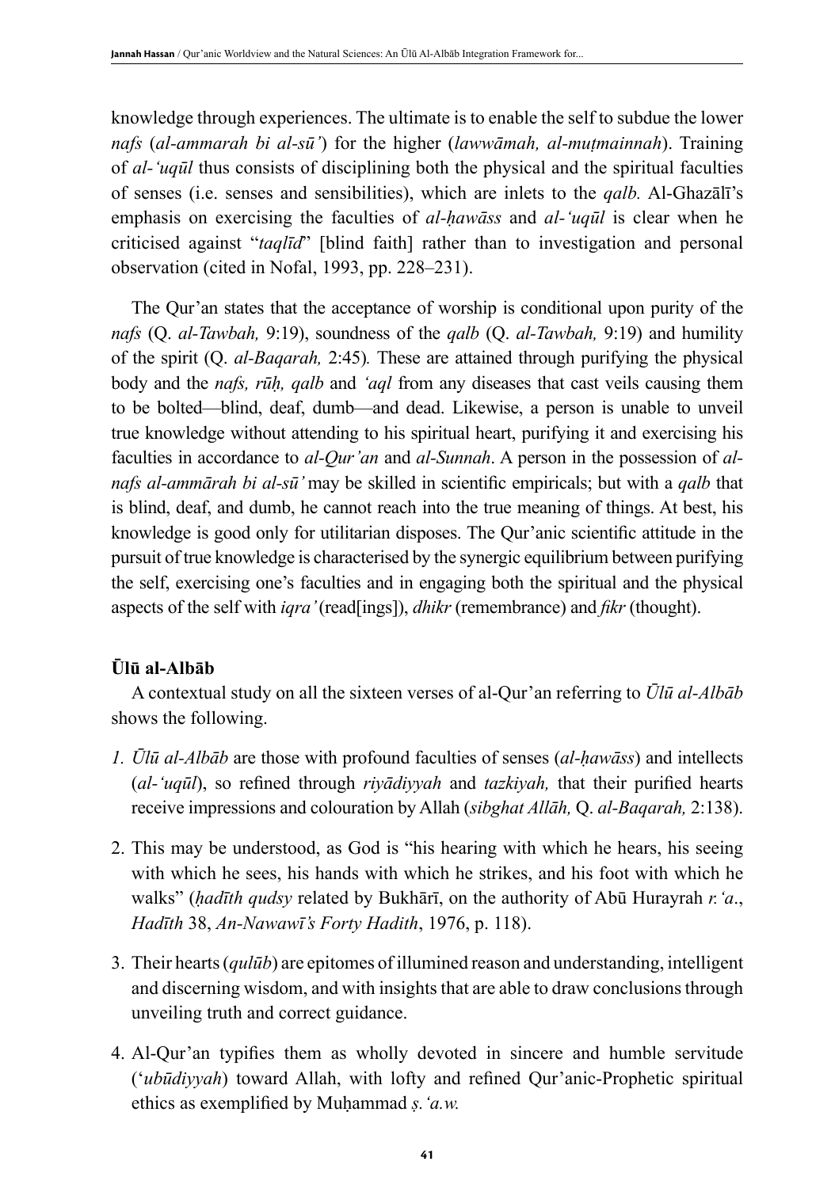knowledge through experiences. The ultimate is to enable the self to subdue the lower *nafs* (*al-ammarah bi al-sū'*) for the higher (*lawwāmah, al-muṭmainnah*). Training of *al-'uqūl* thus consists of disciplining both the physical and the spiritual faculties of senses (i.e. senses and sensibilities), which are inlets to the *qalb.* Al-Ghazālī's emphasis on exercising the faculties of *al-ḥawāss* and *al-'uqūl* is clear when he criticised against "*taqlīd*" [blind faith] rather than to investigation and personal observation (cited in Nofal, 1993, pp. 228–231).

The Qur'an states that the acceptance of worship is conditional upon purity of the *nafs* (Q. *al-Tawbah,* 9:19), soundness of the *qalb* (Q. *al-Tawbah,* 9:19) and humility of the spirit (Q. *al-Baqarah,* 2:45)*.* These are attained through purifying the physical body and the *nafs, rūḥ, qalb* and *'aql* from any diseases that cast veils causing them to be bolted—blind, deaf, dumb—and dead. Likewise, a person is unable to unveil true knowledge without attending to his spiritual heart, purifying it and exercising his faculties in accordance to *al-Qur'an* and *al-Sunnah*. A person in the possession of *al-nafs al-ammārah bi al-sū'* may be skilled in scientific empiricals; but with a *qalb* that is blind, deaf, and dumb, he cannot reach into the true meaning of things. At best, his knowledge is good only for utilitarian disposes. The Qur'anic scientific attitude in the pursuit of true knowledge is characterised by the synergic equilibrium between purifying the self, exercising one's faculties and in engaging both the spiritual and the physical aspects of the self with *iqra'* (read[ings]), *dhikr* (remembrance) and *fikr* (thought).

**Ūlū al-Albāb**

A contextual study on all the sixteen verses of al-Qur'an referring to *Ūlū al-Albāb* shows the following.

1. *Ūlū al-Albāb* are those with profound faculties of senses (*al-ḥawāss*) and intellects (*al-'uqūl*), so refined through *riyādiyyah* and *tazkiyah,* that their purified hearts receive impressions and colouration by Allah (*sibghat Allāh,* Q. *al-Baqarah,* 2:138).
2. This may be understood, as God is "his hearing with which he hears, his seeing with which he sees, his hands with which he strikes, and his foot with which he walks" (*ḥadīth qudsy* related by Bukhārī, on the authority of Abū Hurayrah *r.'a*., *Hadīth* 38, *An-Nawawī's Forty Hadith*, 1976, p. 118).
3. Their hearts (*qulūb*) are epitomes of illumined reason and understanding, intelligent and discerning wisdom, and with insights that are able to draw conclusions through unveiling truth and correct guidance.
4. Al-Qur'an typifies them as wholly devoted in sincere and humble servitude ('*ubūdiyyah*) toward Allah, with lofty and refined Qur'anic-Prophetic spiritual ethics as exemplified by Muḥammad *ṣ.'a.w.*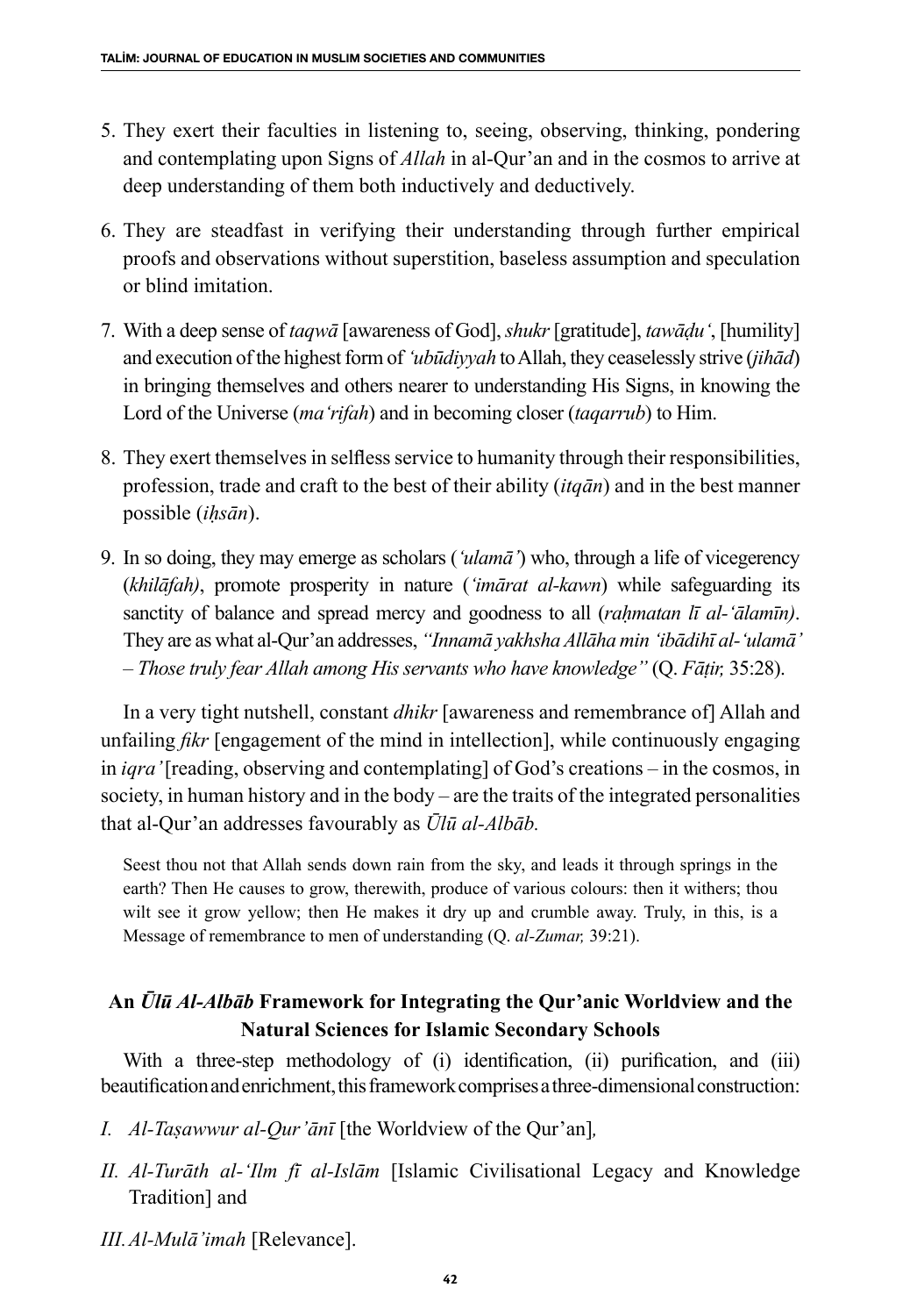5. They exert their faculties in listening to, seeing, observing, thinking, pondering and contemplating upon Signs of *Allah* in al-Qur'an and in the cosmos to arrive at deep understanding of them both inductively and deductively.

6. They are steadfast in verifying their understanding through further empirical proofs and observations without superstition, baseless assumption and speculation or blind imitation.

7. With a deep sense of *taqwā* [awareness of God], *shukr* [gratitude], *tawāḍu'*, [humility] and execution of the highest form of *'ubūdiyyah* to Allah, they ceaselessly strive (*jihād*) in bringing themselves and others nearer to understanding His Signs, in knowing the Lord of the Universe (*ma'rifah*) and in becoming closer (*taqarrub*) to Him.

8. They exert themselves in selfless service to humanity through their responsibilities, profession, trade and craft to the best of their ability (*itqān*) and in the best manner possible (*iḥsān*).

9. In so doing, they may emerge as scholars (*'ulamā'*) who, through a life of vicegerency (*khilāfah)*, promote prosperity in nature (*'imārat al-kawn*) while safeguarding its sanctity of balance and spread mercy and goodness to all (*raḥmatan lī al-'ālamīn)*. They are as what al-Qur'an addresses, *"Innamā yakhsha Allāha min 'ibādihī al-'ulamā' – Those truly fear Allah among His servants who have knowledge"* (Q. *Fāṭir,* 35:28).

In a very tight nutshell, constant *dhikr* [awareness and remembrance of] Allah and unfailing *fikr* [engagement of the mind in intellection], while continuously engaging in *iqra'* [reading, observing and contemplating] of God's creations – in the cosmos, in society, in human history and in the body – are the traits of the integrated personalities that al-Qur'an addresses favourably as *Ūlū al-Albāb.*

> Seest thou not that Allah sends down rain from the sky, and leads it through springs in the earth? Then He causes to grow, therewith, produce of various colours: then it withers; thou wilt see it grow yellow; then He makes it dry up and crumble away. Truly, in this, is a Message of remembrance to men of understanding (Q. *al-Zumar,* 39:21).

## An *Ūlū Al-Albāb* Framework for Integrating the Qur'anic Worldview and the Natural Sciences for Islamic Secondary Schools

With a three-step methodology of (i) identification, (ii) purification, and (iii) beautification and enrichment, this framework comprises a three-dimensional construction:

*I. Al-Taṣawwur al-Qur'ānī* [the Worldview of the Qur'an]*,*

*II. Al-Turāth al-'Ilm fī al-Islām* [Islamic Civilisational Legacy and Knowledge Tradition] and

*III. Al-Mulā'imah* [Relevance].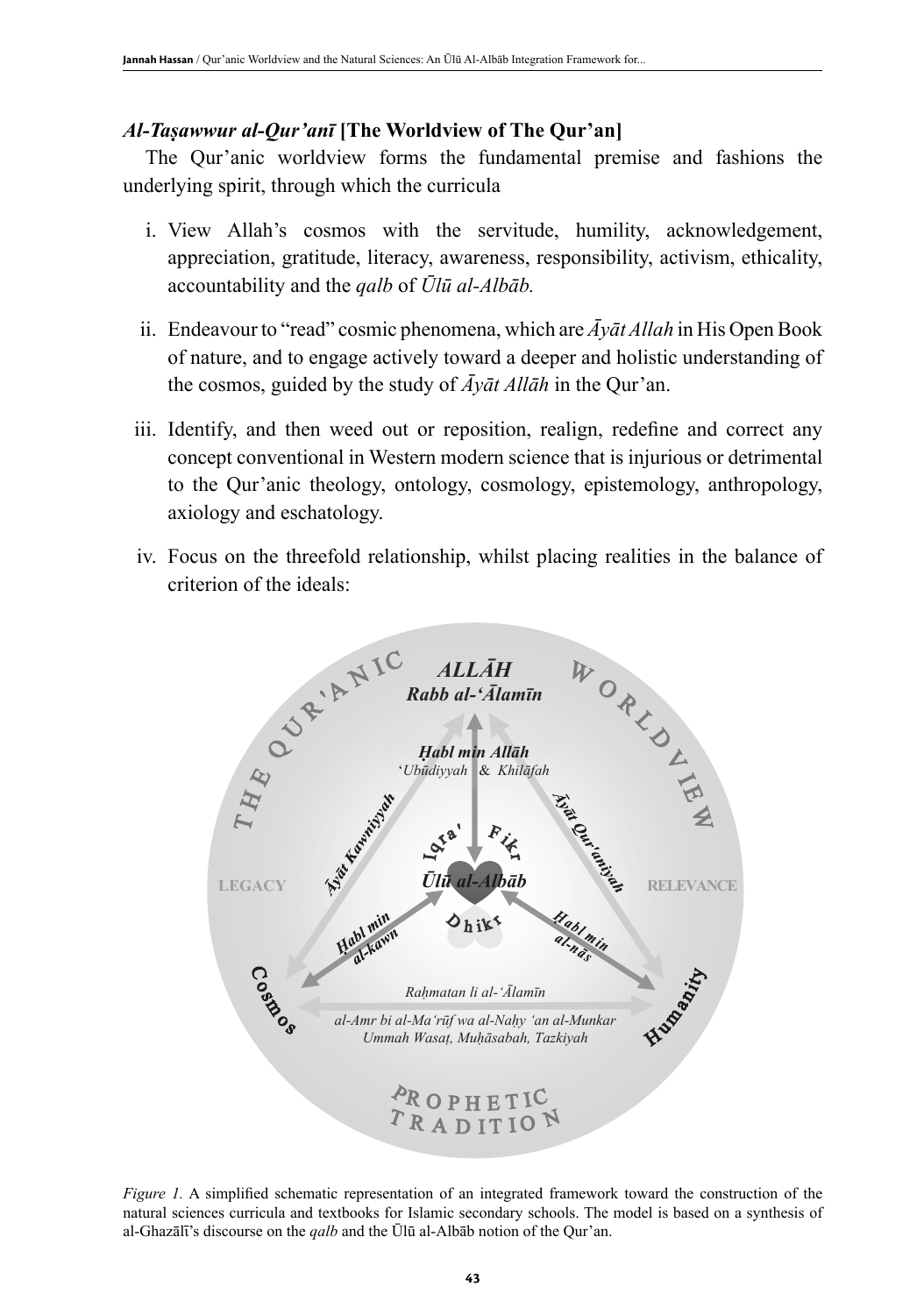### *Al-Taṣawwur al-Qur'anī* [The Worldview of The Qur'an]

The Qur'anic worldview forms the fundamental premise and fashions the underlying spirit, through which the curricula

i. View Allah's cosmos with the servitude, humility, acknowledgement, appreciation, gratitude, literacy, awareness, responsibility, activism, ethicality, accountability and the *qalb* of *Ūlū al-Albāb.*

ii. Endeavour to "read" cosmic phenomena, which are *Āyāt Allah* in His Open Book of nature, and to engage actively toward a deeper and holistic understanding of the cosmos, guided by the study of *Āyāt Allāh* in the Qur'an.

iii. Identify, and then weed out or reposition, realign, redefine and correct any concept conventional in Western modern science that is injurious or detrimental to the Qur'anic theology, ontology, cosmology, epistemology, anthropology, axiology and eschatology.

iv. Focus on the threefold relationship, whilst placing realities in the balance of criterion of the ideals:

*Figure 1.* A simplified schematic representation of an integrated framework toward the construction of the natural sciences curricula and textbooks for Islamic secondary schools. The model is based on a synthesis of al-Ghazālī's discourse on the *qalb* and the Ūlū al-Albāb notion of the Qur'an.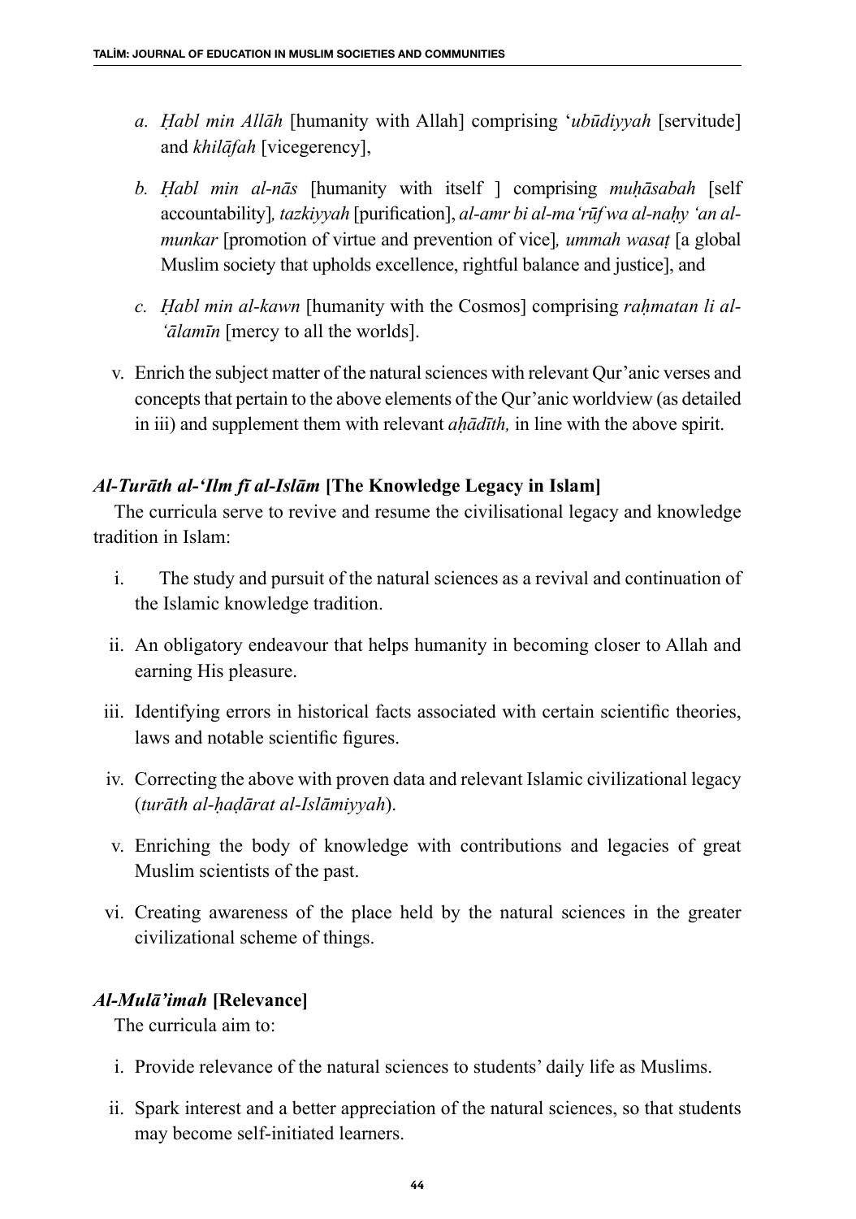a. *Ḥabl min Allāh* [humanity with Allah] comprising '*ubūdiyyah* [servitude] and *khilāfah* [vicegerency],

b. *Ḥabl min al-nās* [humanity with itself ] comprising *muḥāsabah* [self accountability]*, tazkiyyah* [purification], *al-amr bi al-ma'rūf wa al-naḥy 'an al-munkar* [promotion of virtue and prevention of vice]*, ummah wasaṭ* [a global Muslim society that upholds excellence, rightful balance and justice], and

c. *Ḥabl min al-kawn* [humanity with the Cosmos] comprising *raḥmatan li al-'ālamīn* [mercy to all the worlds].

v. Enrich the subject matter of the natural sciences with relevant Qur'anic verses and concepts that pertain to the above elements of the Qur'anic worldview (as detailed in iii) and supplement them with relevant *aḥādīth,* in line with the above spirit.

### *Al-Turāth al-'Ilm fī al-Islām* [The Knowledge Legacy in Islam]

The curricula serve to revive and resume the civilisational legacy and knowledge tradition in Islam:

i. The study and pursuit of the natural sciences as a revival and continuation of the Islamic knowledge tradition.

ii. An obligatory endeavour that helps humanity in becoming closer to Allah and earning His pleasure.

iii. Identifying errors in historical facts associated with certain scientific theories, laws and notable scientific figures.

iv. Correcting the above with proven data and relevant Islamic civilizational legacy (*turāth al-ḥaḍārat al-Islāmiyyah*).

v. Enriching the body of knowledge with contributions and legacies of great Muslim scientists of the past.

vi. Creating awareness of the place held by the natural sciences in the greater civilizational scheme of things.

### *Al-Mulā'imah* [Relevance]

The curricula aim to:

i. Provide relevance of the natural sciences to students' daily life as Muslims.

ii. Spark interest and a better appreciation of the natural sciences, so that students may become self-initiated learners.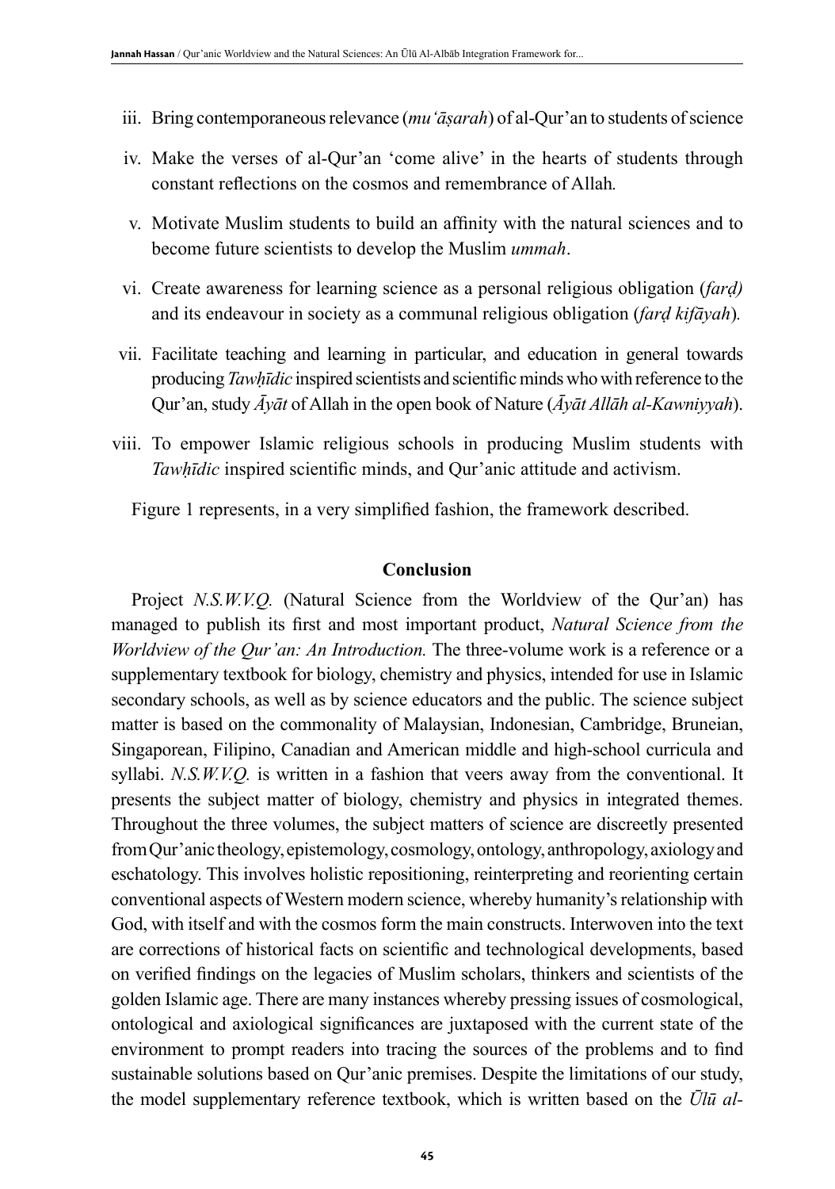iii. Bring contemporaneous relevance (*mu'āṣarah*) of al-Qur'an to students of science

iv. Make the verses of al-Qur'an 'come alive' in the hearts of students through constant reflections on the cosmos and remembrance of Allah.

v. Motivate Muslim students to build an affinity with the natural sciences and to become future scientists to develop the Muslim *ummah*.

vi. Create awareness for learning science as a personal religious obligation (*farḍ)* and its endeavour in society as a communal religious obligation (*farḍ kifāyah*).

vii. Facilitate teaching and learning in particular, and education in general towards producing *Tawḥīdic* inspired scientists and scientific minds who with reference to the Qur'an, study *Āyāt* of Allah in the open book of Nature (*Āyāt Allāh al-Kawniyyah*).

viii. To empower Islamic religious schools in producing Muslim students with *Tawḥīdic* inspired scientific minds, and Qur'anic attitude and activism.

Figure 1 represents, in a very simplified fashion, the framework described.

## Conclusion

Project *N.S.W.V.Q.* (Natural Science from the Worldview of the Qur'an) has managed to publish its first and most important product, *Natural Science from the Worldview of the Qur'an: An Introduction.* The three-volume work is a reference or a supplementary textbook for biology, chemistry and physics, intended for use in Islamic secondary schools, as well as by science educators and the public. The science subject matter is based on the commonality of Malaysian, Indonesian, Cambridge, Bruneian, Singaporean, Filipino, Canadian and American middle and high-school curricula and syllabi. *N.S.W.V.Q.* is written in a fashion that veers away from the conventional. It presents the subject matter of biology, chemistry and physics in integrated themes. Throughout the three volumes, the subject matters of science are discreetly presented from Qur'anic theology, epistemology, cosmology, ontology, anthropology, axiology and eschatology. This involves holistic repositioning, reinterpreting and reorienting certain conventional aspects of Western modern science, whereby humanity's relationship with God, with itself and with the cosmos form the main constructs. Interwoven into the text are corrections of historical facts on scientific and technological developments, based on verified findings on the legacies of Muslim scholars, thinkers and scientists of the golden Islamic age. There are many instances whereby pressing issues of cosmological, ontological and axiological significances are juxtaposed with the current state of the environment to prompt readers into tracing the sources of the problems and to find sustainable solutions based on Qur'anic premises. Despite the limitations of our study, the model supplementary reference textbook, which is written based on the *Ūlū al-*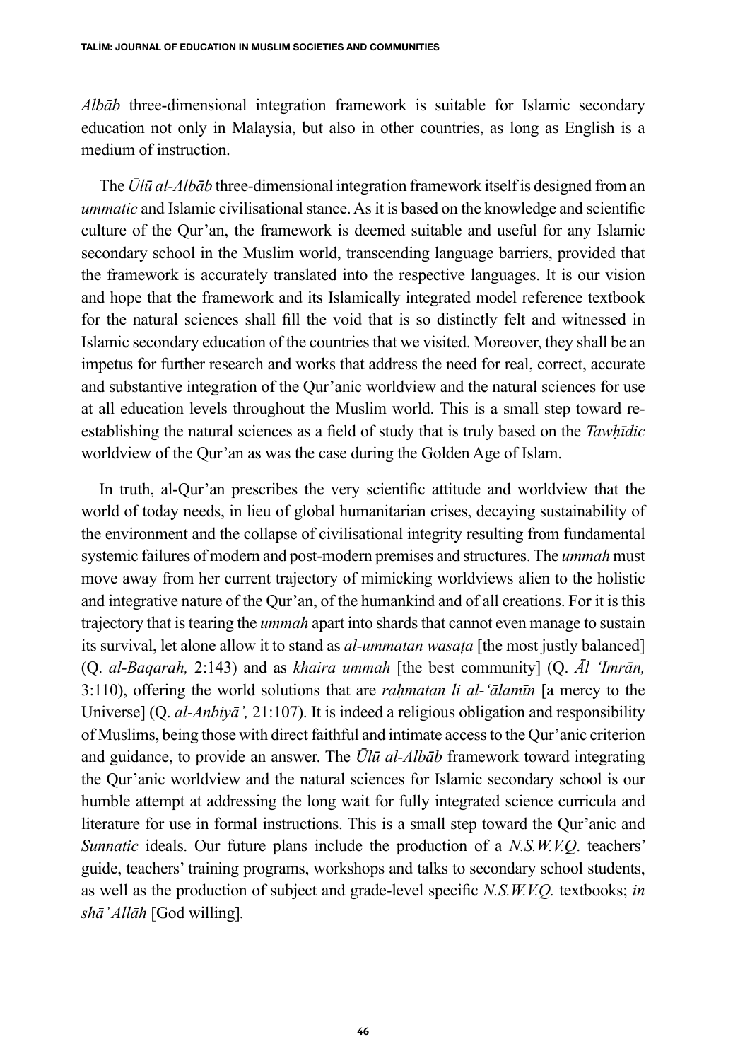*Albāb* three-dimensional integration framework is suitable for Islamic secondary education not only in Malaysia, but also in other countries, as long as English is a medium of instruction.

The *Ūlū al-Albāb* three-dimensional integration framework itself is designed from an *ummatic* and Islamic civilisational stance. As it is based on the knowledge and scientific culture of the Qur'an, the framework is deemed suitable and useful for any Islamic secondary school in the Muslim world, transcending language barriers, provided that the framework is accurately translated into the respective languages. It is our vision and hope that the framework and its Islamically integrated model reference textbook for the natural sciences shall fill the void that is so distinctly felt and witnessed in Islamic secondary education of the countries that we visited. Moreover, they shall be an impetus for further research and works that address the need for real, correct, accurate and substantive integration of the Qur'anic worldview and the natural sciences for use at all education levels throughout the Muslim world. This is a small step toward re-establishing the natural sciences as a field of study that is truly based on the *Tawḥīdic* worldview of the Qur'an as was the case during the Golden Age of Islam.

In truth, al-Qur'an prescribes the very scientific attitude and worldview that the world of today needs, in lieu of global humanitarian crises, decaying sustainability of the environment and the collapse of civilisational integrity resulting from fundamental systemic failures of modern and post-modern premises and structures. The *ummah* must move away from her current trajectory of mimicking worldviews alien to the holistic and integrative nature of the Qur'an, of the humankind and of all creations. For it is this trajectory that is tearing the *ummah* apart into shards that cannot even manage to sustain its survival, let alone allow it to stand as *al-ummatan wasaṭa* [the most justly balanced] (Q. *al-Baqarah,* 2:143) and as *khaira ummah* [the best community] (Q. *Āl 'Imrān,* 3:110), offering the world solutions that are *raḥmatan li al-'ālamīn* [a mercy to the Universe] (Q. *al-Anbiyā',* 21:107). It is indeed a religious obligation and responsibility of Muslims, being those with direct faithful and intimate access to the Qur'anic criterion and guidance, to provide an answer. The *Ūlū al-Albāb* framework toward integrating the Qur'anic worldview and the natural sciences for Islamic secondary school is our humble attempt at addressing the long wait for fully integrated science curricula and literature for use in formal instructions. This is a small step toward the Qur'anic and *Sunnatic* ideals. Our future plans include the production of a *N.S.W.V.Q*. teachers' guide, teachers' training programs, workshops and talks to secondary school students, as well as the production of subject and grade-level specific *N.S.W.V.Q.* textbooks; *in shā' Allāh* [God willing].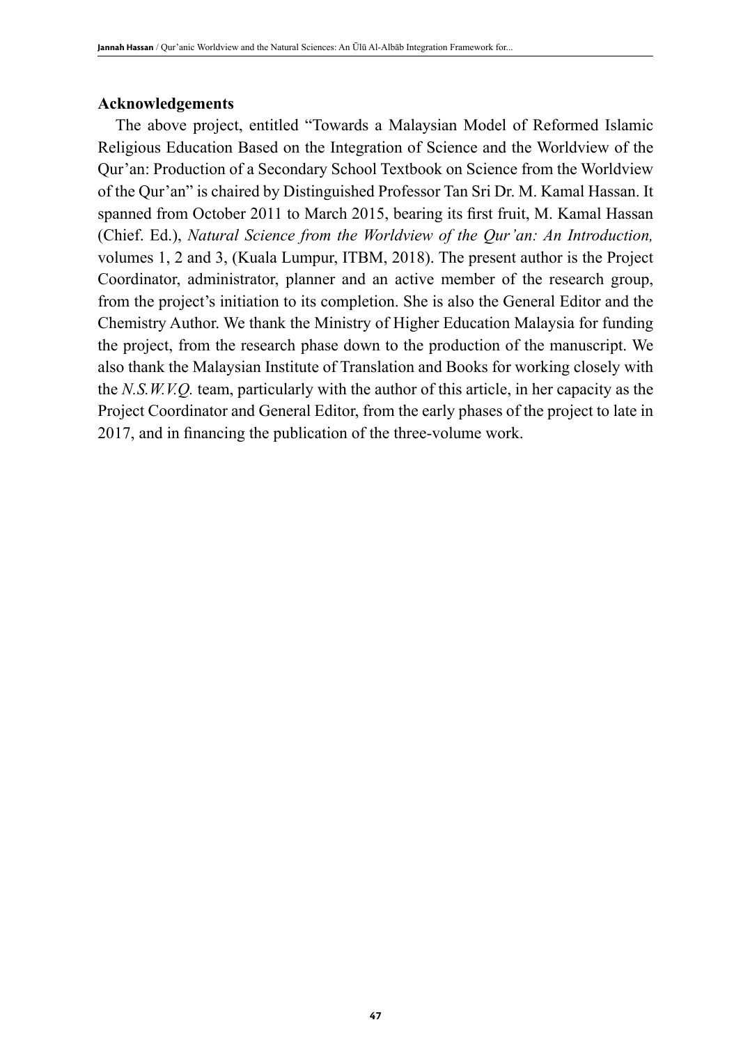**Acknowledgements**

The above project, entitled "Towards a Malaysian Model of Reformed Islamic Religious Education Based on the Integration of Science and the Worldview of the Qur'an: Production of a Secondary School Textbook on Science from the Worldview of the Qur'an" is chaired by Distinguished Professor Tan Sri Dr. M. Kamal Hassan. It spanned from October 2011 to March 2015, bearing its first fruit, M. Kamal Hassan (Chief. Ed.), *Natural Science from the Worldview of the Qur'an: An Introduction,* volumes 1, 2 and 3, (Kuala Lumpur, ITBM, 2018). The present author is the Project Coordinator, administrator, planner and an active member of the research group, from the project's initiation to its completion. She is also the General Editor and the Chemistry Author. We thank the Ministry of Higher Education Malaysia for funding the project, from the research phase down to the production of the manuscript. We also thank the Malaysian Institute of Translation and Books for working closely with the *N.S.W.V.Q.* team, particularly with the author of this article, in her capacity as the Project Coordinator and General Editor, from the early phases of the project to late in 2017, and in financing the publication of the three-volume work.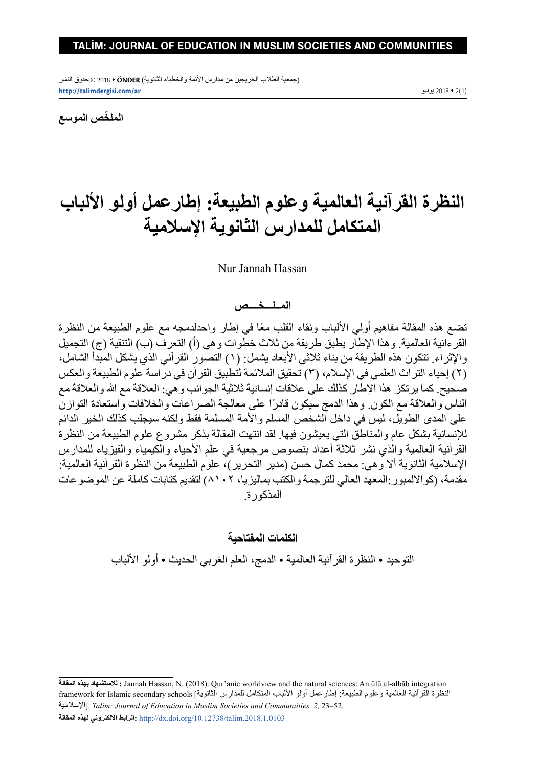**الملخَّص الموسع**

# النظرة القرآنية العالمية وعلوم الطبيعة: إطارعمل أولو الألباب المتكامل للمدارس الثانوية الإسلامية

Nur Jannah Hassan

## المـلــخـــص

تضع هذه المقالة مفاهيم أولي الألباب ونقاء القلب معًا في إطار واحدلدمجه مع علوم الطبيعة من النظرة القرءانية العالمية. وهذا الإطار يطبق طريقة من ثلاث خطوات وهي (أ) التعرف (ب) التنقية (ج) التجميل والإثراء. تتكون هذه الطريقة من بناء ثلاثي الأبعاد يشمل: (١) التصور القرآني الذي يشكل المبدأ الشامل، (٢) إحياء التراث العلمي في الإسلام، (٣) تحقيق الملائمة لتطبيق القرآن في دراسة علوم الطبيعة والعكس صحيح. كما يرتكز هذا الإطار كذلك على علاقات إنسانية ثلاثية الجوانب وهي: العلاقة مع الله والعلاقة مع الناس والعلاقة مع الكون. وهذا الدمج سيكون قادرًا على معالجة الصراعات والخلافات واستعادة التوازن على المدى الطويل، ليس في داخل الشخص المسلم والأمة المسلمة فقط ولكنه سيجلب كذلك الخير الدائم للإنسانية بشكل عام والمناطق التي يعيشون فيها. لقد انتهت المقالة بذكر مشروع علوم الطبيعة من النظرة القرآنية العالمية والذي نشر ثلاثة أعداد بنصوص مرجعية في علم الأحياء والكيمياء والفيزياء للمدارس الإسلامية الثانوية ألا وهي: محمد كمال حسن (مدير التحرير)، علوم الطبيعة من النظرة القرآنية العالمية: مقدمة، (كوالالمبور:المعهد العالي للترجمة والكتب بماليزيا، ٢٠١٨) لتقديم كتابات كاملة عن الموضوعات المذكورة.

### الكلمات المفتاحية

التوحيد • النظرة القرآنية العالمية • الدمج، العلم الغربي الحديث • أولو الألباب

---

**للاستشهاد بهذه المقالة :** Jannah Hassan, N. (2018). Qur'anic worldview and the natural sciences: An ūlū al-albāb integration framework for Islamic secondary schools [النظرة القرآنية العالمية وعلوم الطبيعة: إطارعمل أولو الألباب المتكامل للمدارس الثانوية الإسلامية]. *Talim: Journal of Education in Muslim Societies and Communities, 2,* 23–52.

**الرابط الالكتروني لهذه المقالة:** http://dx.doi.org/10.12738/talim.2018.1.0103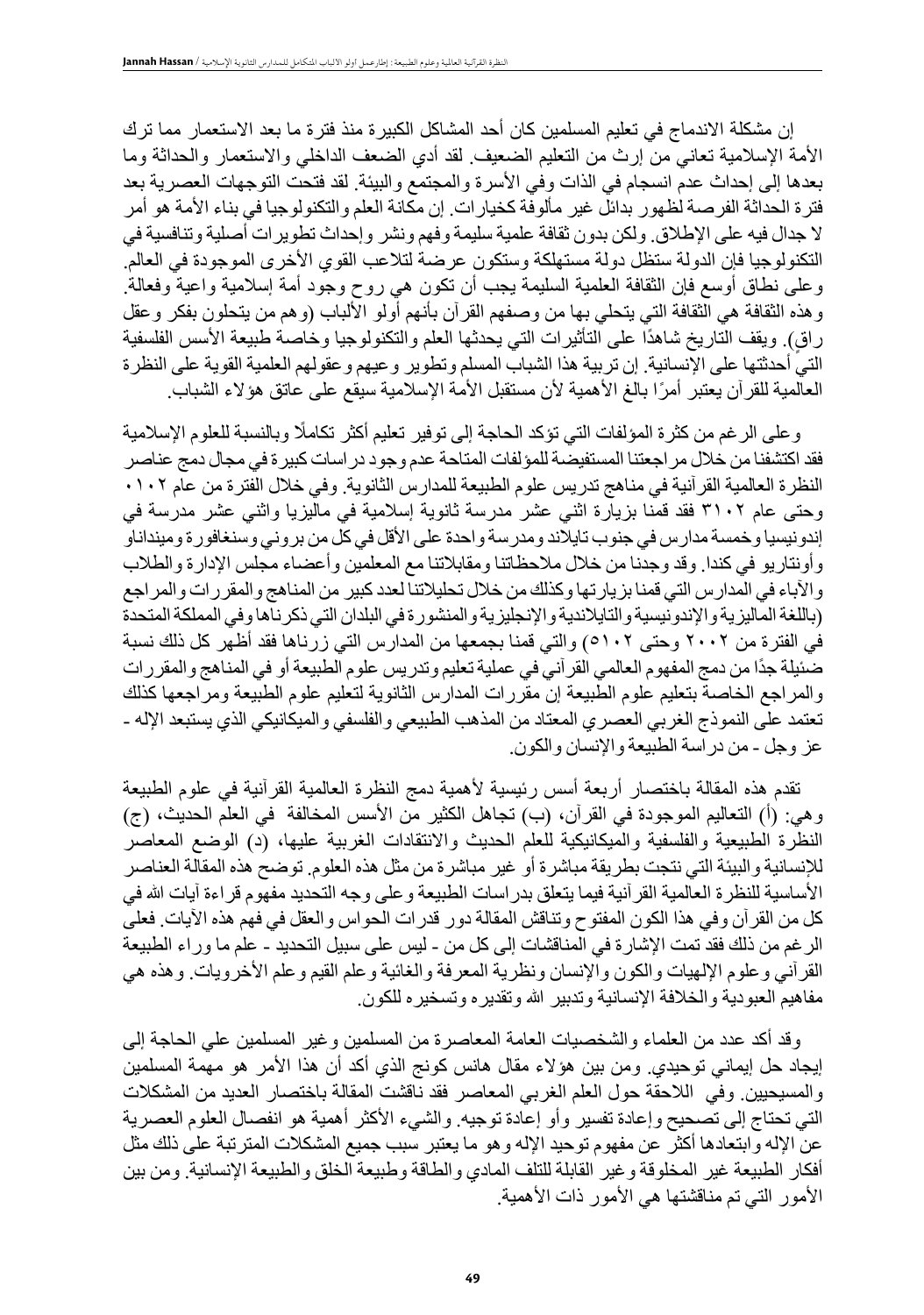إن مشكلة الاندماج في تعليم المسلمين كان أحد المشاكل الكبيرة منذ فترة ما بعد الاستعمار مما ترك الأمة الإسلامية تعاني من إرث من التعليم الضعيف. لقد أدي الضعف الداخلي والاستعمار والحداثة وما بعدها إلى إحداث عدم انسجام في الذات وفي الأسرة والمجتمع والبيئة. لقد فتحت التوجهات العصرية بعد فترة الحداثة الفرصة لظهور بدائل غير مألوفة كخيارات. إن مكانة العلم والتكنولوجيا في بناء الأمة هو أمر لا جدال فيه على الإطلاق. ولكن بدون ثقافة علمية سليمة وفهم ونشر وإحداث تطويرات أصلية وتنافسية في التكنولوجيا فإن الدولة ستظل دولة مستهلكة وستكون عرضة لتلاعب القوي الأخرى الموجودة في العالم. وعلى نطاق أوسع فإن الثقافة العلمية السليمة يجب أن تكون هي روح وجود أمة إسلامية واعية وفعالة. وهذه الثقافة هي الثقافة التي يتحلي بها من وصفهم القرآن بأنهم أولو الألباب (وهم من يتحلون بفكر وعقل راقٍ). ويقف التاريخ شاهدًا على التأثيرات التي يحدثها العلم والتكنولوجيا وخاصة طبيعة الأسس الفلسفية التي أحدثتها على الإنسانية. إن تربية هذا الشباب المسلم وتطوير وعيهم وعقولهم العلمية القوية على النظرة العالمية للقرآن يعتبر أمرًا بالغ الأهمية لأن مستقبل الأمة الإسلامية سيقع على عاتق هؤلاء الشباب.

وعلى الرغم من كثرة المؤلفات التي تؤكد الحاجة إلى توفير تعليم أكثر تكاملًا وبالنسبة للعلوم الإسلامية فقد اكتشفنا من خلال مراجعتنا المستفيضة للمؤلفات المتاحة عدم وجود دراسات كبيرة في مجال دمج عناصر النظرة العالمية القرآنية في مناهج تدريس علوم الطبيعة للمدارس الثانوية. وفي خلال الفترة من عام ٢٠١٠ وحتى عام ٢٠١٣ فقد قمنا بزيارة اثني عشر مدرسة ثانوية إسلامية في ماليزيا واثني عشر مدرسة في إندونيسيا وخمسة مدارس في جنوب تايلاند ومدرسة واحدة على الأقل في كل من بروني وسنغافورة ومينداناو وأونتاريو في كندا. وقد وجدنا من خلال ملاحظاتنا ومقابلاتنا مع المعلمين وأعضاء مجلس الإدارة والطلاب والآباء في المدارس التي قمنا بزيارتها وكذلك من خلال تحليلاتنا لعدد كبير من المناهج والمقررات والمراجع (باللغة الماليزية والإندونيسية والتايلاندية والإنجليزية والمنشورة في البلدان التي ذكرناها وفي المملكة المتحدة في الفترة من ٢٠٠٢ وحتى ٢٠١٥) والتي قمنا بجمعها من المدارس التي زرناها فقد أظهر كل ذلك نسبة ضئيلة جدًا من دمج المفهوم العالمي القرآني في عملية تعليم وتدريس علوم الطبيعة أو في المناهج والمقررات والمراجع الخاصة بتعليم علوم الطبيعة إن مقررات المدارس الثانوية لتعليم علوم الطبيعة ومراجعها كذلك تعتمد على النموذج الغربي العصري المعتاد من المذهب الطبيعي والفلسفي والميكانيكي الذي يستبعد الإله - عز وجل - من دراسة الطبيعة والإنسان والكون.

تقدم هذه المقالة باختصار أربعة أسس رئيسية لأهمية دمج النظرة العالمية القرآنية في علوم الطبيعة وهي: (أ) التعاليم الموجودة في القرآن، (ب) تجاهل الكثير من الأسس المخالفة في العلم الحديث، (ج) النظرة الطبيعية والفلسفية والميكانيكية للعلم الحديث والانتقادات الغربية عليها، (د) الوضع المعاصر للإنسانية والبيئة التي نتجت بطريقة مباشرة أو غير مباشرة من مثل هذه العلوم. توضح هذه المقالة العناصر الأساسية للنظرة العالمية القرآنية فيما يتعلق بدراسات الطبيعة وعلى وجه التحديد مفهوم قراءة آيات الله في كل من القرآن وفي هذا الكون المفتوح وتناقش المقالة دور قدرات الحواس والعقل في فهم هذه الآيات. فعلى الرغم من ذلك فقد تمت الإشارة في المناقشات إلى كل من - ليس على سبيل التحديد - علم ما وراء الطبيعة القرآني وعلوم الإلهيات والكون والإنسان ونظرية المعرفة والغائية وعلم القيم وعلم الأخرويات. وهذه هي مفاهيم العبودية والخلافة الإنسانية وتدبير الله وتقديره وتسخيره للكون.

وقد أكد عدد من العلماء والشخصيات العامة المعاصرة من المسلمين وغير المسلمين علي الحاجة إلى إيجاد حل إيماني توحيدي. ومن بين هؤلاء مقال هانس كونج الذي أكد أن هذا الأمر هو مهمة المسلمين والمسيحيين. وفي اللاحقة حول العلم الغربي المعاصر فقد ناقشت المقالة باختصار العديد من المشكلات التي تحتاج إلى تصحيح وإعادة تفسير وأو إعادة توجيه. والشيء الأكثر أهمية هو انفصال العلوم العصرية عن الإله وابتعادها أكثر عن مفهوم توحيد الإله وهو ما يعتبر سبب جميع المشكلات المترتبة على ذلك مثل أفكار الطبيعة غير المخلوقة وغير القابلة للتلف المادي والطاقة وطبيعة الخلق والطبيعة الإنسانية. ومن بين الأمور التي تم مناقشتها هي الأمور ذات الأهمية.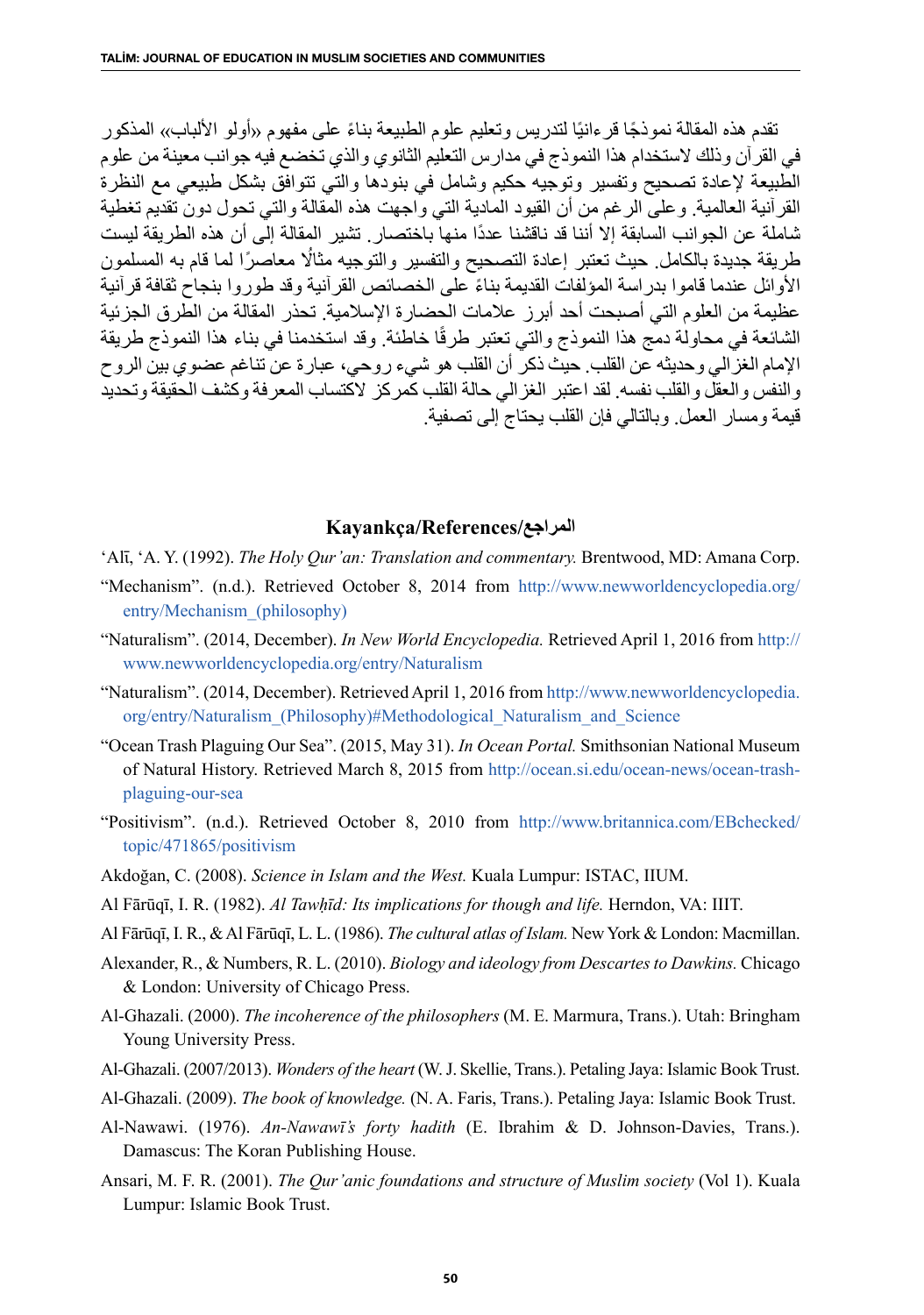تقدم هذه المقالة نموذجًا قرءانيًا لتدريس وتعليم علوم الطبيعة بناءً على مفهوم «أولو الألباب» المذكور في القرآن وذلك لاستخدام هذا النموذج في مدارس التعليم الثانوي والذي تخضع فيه جوانب معينة من علوم الطبيعة لإعادة تصحيح وتفسير وتوجيه حكيم وشامل في بنودها والتي تتوافق بشكل طبيعي مع النظرة القرآنية العالمية. وعلى الرغم من أن القيود المادية التي واجهت هذه المقالة والتي تحول دون تقديم تغطية شاملة عن الجوانب السابقة إلا أننا قد ناقشنا عددًا منها باختصار. تشير المقالة إلى أن هذه الطريقة ليست طريقة جديدة بالكامل. حيث تعتبر إعادة التصحيح والتفسير والتوجيه مثالًا معاصرًا لما قام به المسلمون الأوائل عندما قاموا بدراسة المؤلفات القديمة بناءً على الخصائص القرآنية وقد طوروا بنجاح ثقافة قرآنية عظيمة من العلوم التي أصبحت أحد أبرز علامات الحضارة الإسلامية. تحذر المقالة من الطرق الجزئية الشائعة في محاولة دمج هذا النموذج والتي تعتبر طرقًا خاطئة. وقد استخدمنا في بناء هذا النموذج طريقة الإمام الغزالي وحديثه عن القلب. حيث ذكر أن القلب هو شيء روحي، عبارة عن تناغم عضوي بين الروح والنفس والعقل والقلب نفسه. لقد اعتبر الغزالي حالة القلب كمركز لاكتساب المعرفة وكشف الحقيقة وتحديد قيمة ومسار العمل. وبالتالي فإن القلب يحتاج إلى تصفية.

## Kayankça/References/المراجع

ʻAlī, ʻA. Y. (1992). *The Holy Qur'an: Translation and commentary.* Brentwood, MD: Amana Corp.

"Mechanism". (n.d.). Retrieved October 8, 2014 from http://www.newworldencyclopedia.org/entry/Mechanism_(philosophy)

"Naturalism". (2014, December). *In New World Encyclopedia.* Retrieved April 1, 2016 from http://www.newworldencyclopedia.org/entry/Naturalism

"Naturalism". (2014, December). Retrieved April 1, 2016 from http://www.newworldencyclopedia.org/entry/Naturalism_(Philosophy)#Methodological_Naturalism_and_Science

"Ocean Trash Plaguing Our Sea". (2015, May 31). *In Ocean Portal.* Smithsonian National Museum of Natural History. Retrieved March 8, 2015 from http://ocean.si.edu/ocean-news/ocean-trash-plaguing-our-sea

"Positivism". (n.d.). Retrieved October 8, 2010 from http://www.britannica.com/EBchecked/topic/471865/positivism

Akdoğan, C. (2008). *Science in Islam and the West.* Kuala Lumpur: ISTAC, IIUM.

Al Fārūqī, I. R. (1982). *Al Tawḥīd: Its implications for though and life.* Herndon, VA: IIIT.

Al Fārūqī, I. R., & Al Fārūqī, L. L. (1986). *The cultural atlas of Islam.* New York & London: Macmillan.

Alexander, R., & Numbers, R. L. (2010). *Biology and ideology from Descartes to Dawkins.* Chicago & London: University of Chicago Press.

Al-Ghazali. (2000). *The incoherence of the philosophers* (M. E. Marmura, Trans.). Utah: Bringham Young University Press.

Al-Ghazali. (2007/2013). *Wonders of the heart* (W. J. Skellie, Trans.). Petaling Jaya: Islamic Book Trust.

Al-Ghazali. (2009). *The book of knowledge.* (N. A. Faris, Trans.). Petaling Jaya: Islamic Book Trust.

Al-Nawawi. (1976). *An-Nawawī's forty hadith* (E. Ibrahim & D. Johnson-Davies, Trans.). Damascus: The Koran Publishing House.

Ansari, M. F. R. (2001). *The Qur'anic foundations and structure of Muslim society* (Vol 1). Kuala Lumpur: Islamic Book Trust.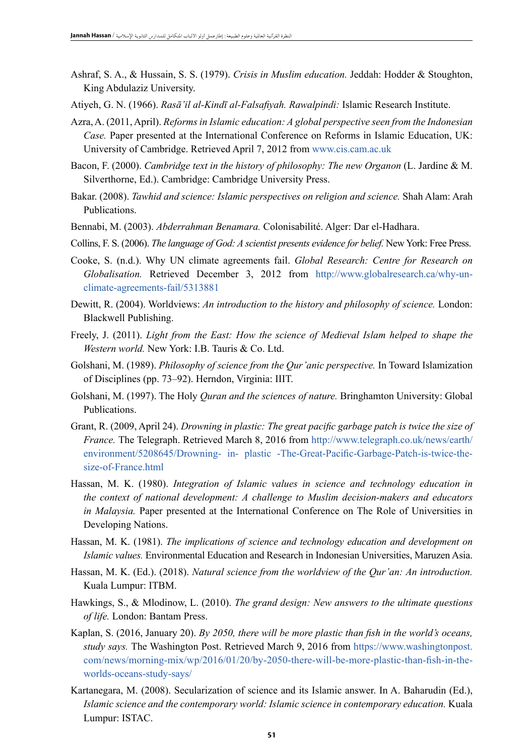Ashraf, S. A., & Hussain, S. S. (1979). *Crisis in Muslim education.* Jeddah: Hodder & Stoughton, King Abdulaziz University.

Atiyeh, G. N. (1966). *Rasā'il al-Kindī al-Falsafiyah. Rawalpindi:* Islamic Research Institute.

Azra, A. (2011, April). *Reforms in Islamic education: A global perspective seen from the Indonesian Case.* Paper presented at the International Conference on Reforms in Islamic Education, UK: University of Cambridge. Retrieved April 7, 2012 from www.cis.cam.ac.uk

Bacon, F. (2000). *Cambridge text in the history of philosophy: The new Organon* (L. Jardine & M. Silverthorne, Ed.). Cambridge: Cambridge University Press.

Bakar. (2008). *Tawhid and science: Islamic perspectives on religion and science.* Shah Alam: Arah Publications.

Bennabi, M. (2003). *Abderrahman Benamara.* Colonisabilité. Alger: Dar el-Hadhara.

Collins, F. S. (2006). *The language of God: A scientist presents evidence for belief.* New York: Free Press.

Cooke, S. (n.d.). Why UN climate agreements fail. *Global Research: Centre for Research on Globalisation.* Retrieved December 3, 2012 from http://www.globalresearch.ca/why-un-climate-agreements-fail/5313881

Dewitt, R. (2004). Worldviews: *An introduction to the history and philosophy of science.* London: Blackwell Publishing.

Freely, J. (2011). *Light from the East: How the science of Medieval Islam helped to shape the Western world.* New York: I.B. Tauris & Co. Ltd.

Golshani, M. (1989). *Philosophy of science from the Qur'anic perspective.* In Toward Islamization of Disciplines (pp. 73–92). Herndon, Virginia: IIIT.

Golshani, M. (1997). The Holy *Quran and the sciences of nature.* Bringhamton University: Global Publications.

Grant, R. (2009, April 24). *Drowning in plastic: The great pacific garbage patch is twice the size of France.* The Telegraph. Retrieved March 8, 2016 from http://www.telegraph.co.uk/news/earth/environment/5208645/Drowning- in- plastic -The-Great-Pacific-Garbage-Patch-is-twice-the-size-of-France.html

Hassan, M. K. (1980). *Integration of Islamic values in science and technology education in the context of national development: A challenge to Muslim decision-makers and educators in Malaysia.* Paper presented at the International Conference on The Role of Universities in Developing Nations.

Hassan, M. K. (1981). *The implications of science and technology education and development on Islamic values.* Environmental Education and Research in Indonesian Universities, Maruzen Asia.

Hassan, M. K. (Ed.). (2018). *Natural science from the worldview of the Qur'an: An introduction.* Kuala Lumpur: ITBM.

Hawkings, S., & Mlodinow, L. (2010). *The grand design: New answers to the ultimate questions of life.* London: Bantam Press.

Kaplan, S. (2016, January 20). *By 2050, there will be more plastic than fish in the world's oceans, study says.* The Washington Post. Retrieved March 9, 2016 from https://www.washingtonpost.com/news/morning-mix/wp/2016/01/20/by-2050-there-will-be-more-plastic-than-fish-in-the-worlds-oceans-study-says/

Kartanegara, M. (2008). Secularization of science and its Islamic answer. In A. Baharudin (Ed.), *Islamic science and the contemporary world: Islamic science in contemporary education.* Kuala Lumpur: ISTAC.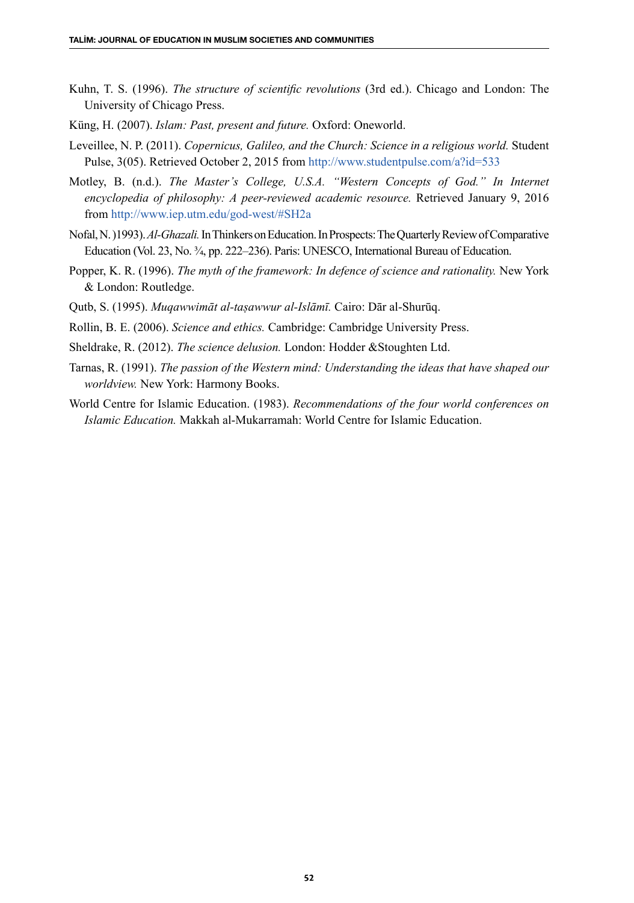Kuhn, T. S. (1996). *The structure of scientific revolutions* (3rd ed.). Chicago and London: The University of Chicago Press.

Küng, H. (2007). *Islam: Past, present and future.* Oxford: Oneworld.

Leveillee, N. P. (2011). *Copernicus, Galileo, and the Church: Science in a religious world.* Student Pulse, 3(05). Retrieved October 2, 2015 from http://www.studentpulse.com/a?id=533

Motley, B. (n.d.). *The Master's College, U.S.A. "Western Concepts of God." In Internet encyclopedia of philosophy: A peer-reviewed academic resource.* Retrieved January 9, 2016 from http://www.iep.utm.edu/god-west/#SH2a

Nofal, N. )1993). *Al-Ghazali.* In Thinkers on Education. In Prospects: The Quarterly Review of Comparative Education (Vol. 23, No. ¾, pp. 222–236). Paris: UNESCO, International Bureau of Education.

Popper, K. R. (1996). *The myth of the framework: In defence of science and rationality.* New York & London: Routledge.

Qutb, S. (1995). *Muqawwimāt al-taṣawwur al-Islāmī.* Cairo: Dār al-Shurūq.

Rollin, B. E. (2006). *Science and ethics.* Cambridge: Cambridge University Press.

Sheldrake, R. (2012). *The science delusion.* London: Hodder &Stoughten Ltd.

Tarnas, R. (1991). *The passion of the Western mind: Understanding the ideas that have shaped our worldview.* New York: Harmony Books.

World Centre for Islamic Education. (1983). *Recommendations of the four world conferences on Islamic Education.* Makkah al-Mukarramah: World Centre for Islamic Education.